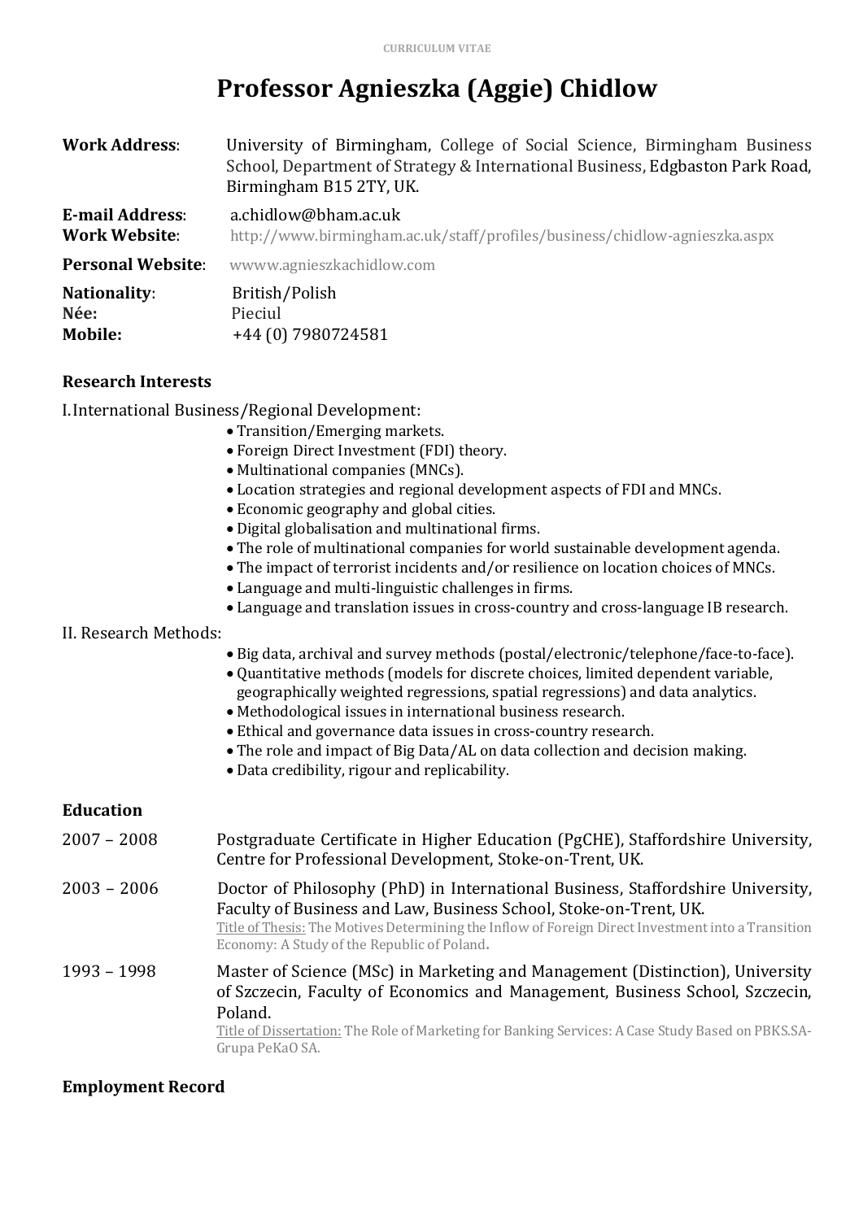CURRICULUM VITAE

# Professor Agnieszka (Aggie) Chidlow

**Work Address**: University of Birmingham, College of Social Science, Birmingham Business School, Department of Strategy & International Business, Edgbaston Park Road, Birmingham B15 2TY, UK.

**E-mail Address**: a.chidlow@bham.ac.uk
**Work Website**: http://www.birmingham.ac.uk/staff/profiles/business/chidlow-agnieszka.aspx

**Personal Website**: wwww.agnieszkachidlow.com

**Nationality**: British/Polish
**Née**: Pieciul
**Mobile:** +44 (0) 7980724581

## Research Interests

I. International Business/Regional Development:

- Transition/Emerging markets.
- Foreign Direct Investment (FDI) theory.
- Multinational companies (MNCs).
- Location strategies and regional development aspects of FDI and MNCs.
- Economic geography and global cities.
- Digital globalisation and multinational firms.
- The role of multinational companies for world sustainable development agenda.
- The impact of terrorist incidents and/or resilience on location choices of MNCs.
- Language and multi-linguistic challenges in firms.
- Language and translation issues in cross-country and cross-language IB research.

II. Research Methods:

- Big data, archival and survey methods (postal/electronic/telephone/face-to-face).
- Quantitative methods (models for discrete choices, limited dependent variable, geographically weighted regressions, spatial regressions) and data analytics.
- Methodological issues in international business research.
- Ethical and governance data issues in cross-country research.
- The role and impact of Big Data/AL on data collection and decision making.
- Data credibility, rigour and replicability.

## Education

**2007 – 2008** Postgraduate Certificate in Higher Education (PgCHE), Staffordshire University, Centre for Professional Development, Stoke-on-Trent, UK.

**2003 – 2006** Doctor of Philosophy (PhD) in International Business, Staffordshire University, Faculty of Business and Law, Business School, Stoke-on-Trent, UK.
Title of Thesis: The Motives Determining the Inflow of Foreign Direct Investment into a Transition Economy: A Study of the Republic of Poland.

**1993 – 1998** Master of Science (MSc) in Marketing and Management (Distinction), University of Szczecin, Faculty of Economics and Management, Business School, Szczecin, Poland.
Title of Dissertation: The Role of Marketing for Banking Services: A Case Study Based on PBKS.SA-Grupa PeKaO SA.

## Employment Record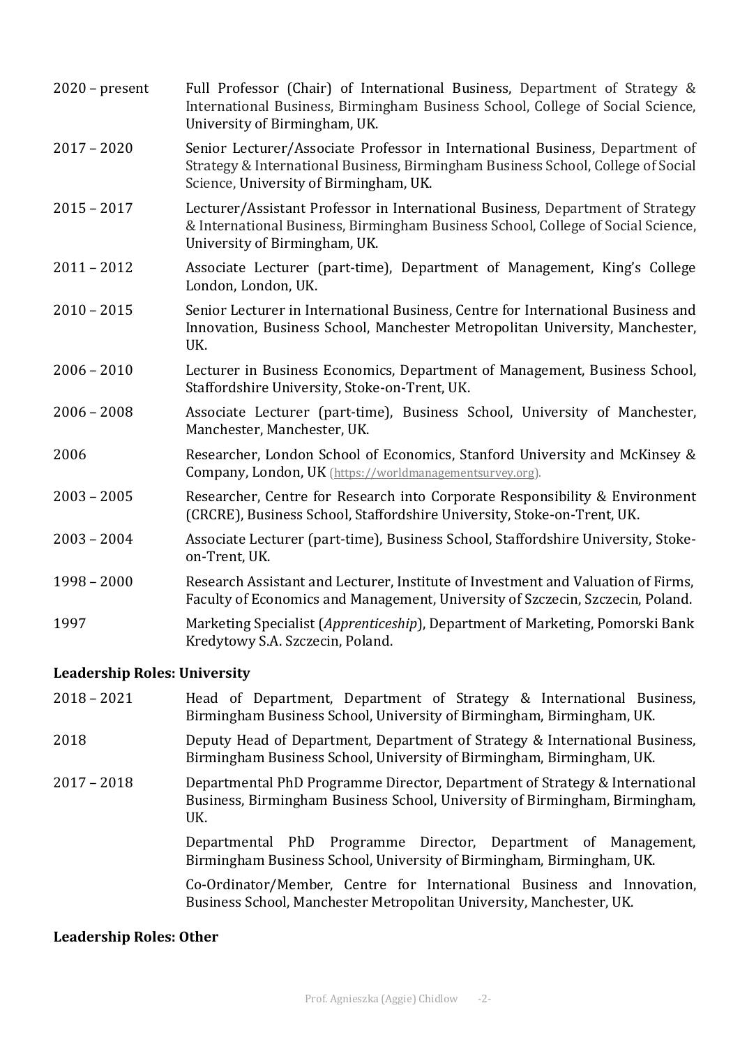2020 – present Full Professor (Chair) of International Business, Department of Strategy & International Business, Birmingham Business School, College of Social Science, University of Birmingham, UK.

2017 – 2020 Senior Lecturer/Associate Professor in International Business, Department of Strategy & International Business, Birmingham Business School, College of Social Science, University of Birmingham, UK.

2015 – 2017 Lecturer/Assistant Professor in International Business, Department of Strategy & International Business, Birmingham Business School, College of Social Science, University of Birmingham, UK.

2011 – 2012 Associate Lecturer (part-time), Department of Management, King's College London, London, UK.

2010 – 2015 Senior Lecturer in International Business, Centre for International Business and Innovation, Business School, Manchester Metropolitan University, Manchester, UK.

2006 – 2010 Lecturer in Business Economics, Department of Management, Business School, Staffordshire University, Stoke-on-Trent, UK.

2006 – 2008 Associate Lecturer (part-time), Business School, University of Manchester, Manchester, Manchester, UK.

2006 Researcher, London School of Economics, Stanford University and McKinsey & Company, London, UK (https://worldmanagementsurvey.org).

2003 – 2005 Researcher, Centre for Research into Corporate Responsibility & Environment (CRCRE), Business School, Staffordshire University, Stoke-on-Trent, UK.

2003 – 2004 Associate Lecturer (part-time), Business School, Staffordshire University, Stoke-on-Trent, UK.

1998 – 2000 Research Assistant and Lecturer, Institute of Investment and Valuation of Firms, Faculty of Economics and Management, University of Szczecin, Szczecin, Poland.

1997 Marketing Specialist (*Apprenticeship*), Department of Marketing, Pomorski Bank Kredytowy S.A. Szczecin, Poland.

### Leadership Roles: University

2018 – 2021 Head of Department, Department of Strategy & International Business, Birmingham Business School, University of Birmingham, Birmingham, UK.

2018 Deputy Head of Department, Department of Strategy & International Business, Birmingham Business School, University of Birmingham, Birmingham, UK.

2017 – 2018 Departmental PhD Programme Director, Department of Strategy & International Business, Birmingham Business School, University of Birmingham, Birmingham, UK.

Departmental PhD Programme Director, Department of Management, Birmingham Business School, University of Birmingham, Birmingham, UK.

Co-Ordinator/Member, Centre for International Business and Innovation, Business School, Manchester Metropolitan University, Manchester, UK.

### Leadership Roles: Other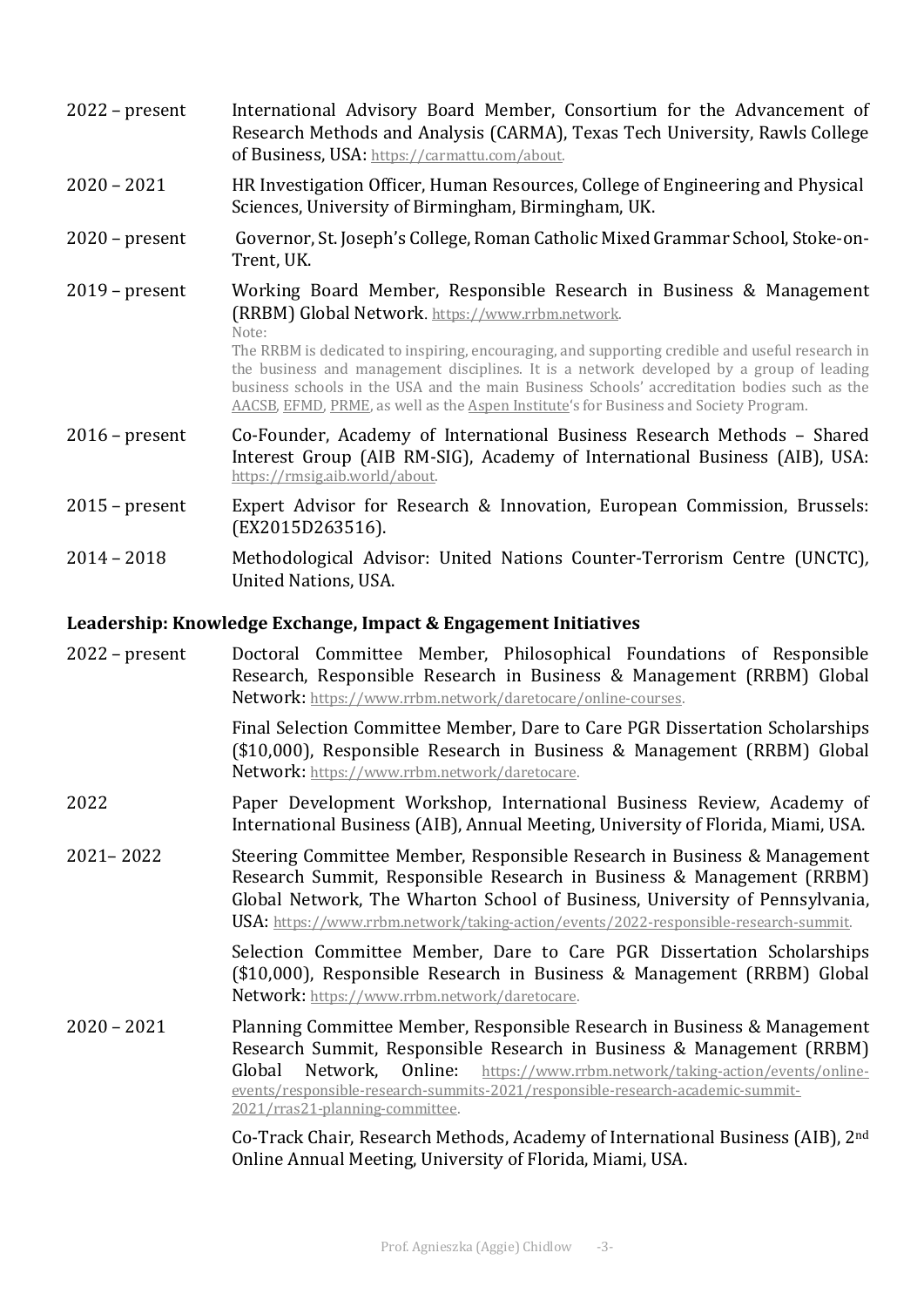2022 – present International Advisory Board Member, Consortium for the Advancement of Research Methods and Analysis (CARMA), Texas Tech University, Rawls College of Business, USA: https://carmattu.com/about.

2020 – 2021 HR Investigation Officer, Human Resources, College of Engineering and Physical Sciences, University of Birmingham, Birmingham, UK.

2020 – present Governor, St. Joseph's College, Roman Catholic Mixed Grammar School, Stoke-on-Trent, UK.

2019 – present Working Board Member, Responsible Research in Business & Management (RRBM) Global Network. https://www.rrbm.network.
Note:
The RRBM is dedicated to inspiring, encouraging, and supporting credible and useful research in the business and management disciplines. It is a network developed by a group of leading business schools in the USA and the main Business Schools' accreditation bodies such as the AACSB, EFMD, PRME, as well as the Aspen Institute's for Business and Society Program.

2016 – present Co-Founder, Academy of International Business Research Methods – Shared Interest Group (AIB RM-SIG), Academy of International Business (AIB), USA: https://rmsig.aib.world/about.

2015 – present Expert Advisor for Research & Innovation, European Commission, Brussels: (EX2015D263516).

2014 – 2018 Methodological Advisor: United Nations Counter-Terrorism Centre (UNCTC), United Nations, USA.

### Leadership: Knowledge Exchange, Impact & Engagement Initiatives

2022 – present Doctoral Committee Member, Philosophical Foundations of Responsible Research, Responsible Research in Business & Management (RRBM) Global Network: https://www.rrbm.network/daretocare/online-courses.

Final Selection Committee Member, Dare to Care PGR Dissertation Scholarships ($10,000), Responsible Research in Business & Management (RRBM) Global Network: https://www.rrbm.network/daretocare.

2022 Paper Development Workshop, International Business Review, Academy of International Business (AIB), Annual Meeting, University of Florida, Miami, USA.

2021– 2022 Steering Committee Member, Responsible Research in Business & Management Research Summit, Responsible Research in Business & Management (RRBM) Global Network, The Wharton School of Business, University of Pennsylvania, USA: https://www.rrbm.network/taking-action/events/2022-responsible-research-summit.

Selection Committee Member, Dare to Care PGR Dissertation Scholarships ($10,000), Responsible Research in Business & Management (RRBM) Global Network: https://www.rrbm.network/daretocare.

2020 – 2021 Planning Committee Member, Responsible Research in Business & Management Research Summit, Responsible Research in Business & Management (RRBM) Global Network, Online: https://www.rrbm.network/taking-action/events/online-events/responsible-research-summits-2021/responsible-research-academic-summit-2021/rras21-planning-committee.

Co-Track Chair, Research Methods, Academy of International Business (AIB), 2nd Online Annual Meeting, University of Florida, Miami, USA.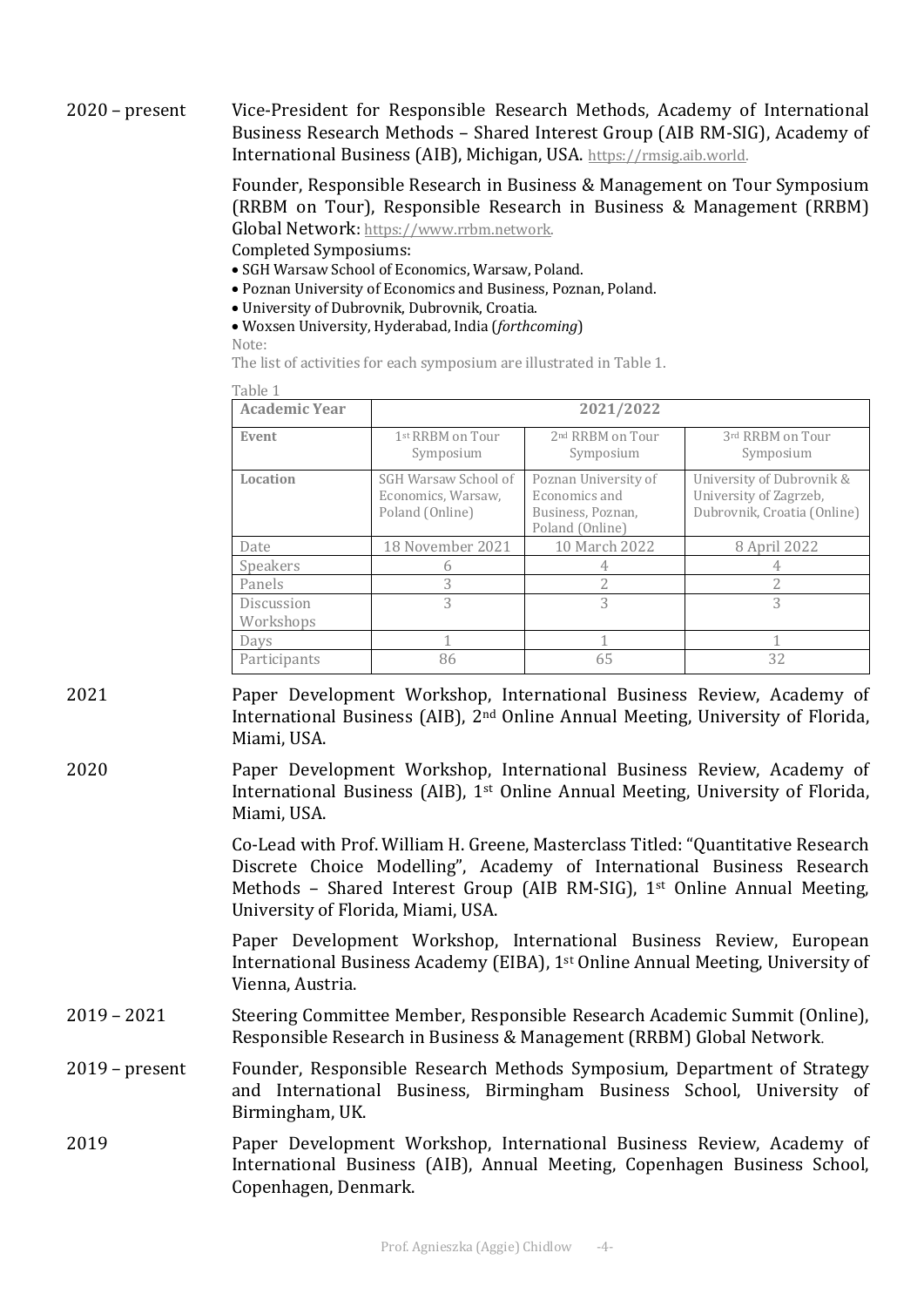2020 – present Vice-President for Responsible Research Methods, Academy of International Business Research Methods – Shared Interest Group (AIB RM-SIG), Academy of International Business (AIB), Michigan, USA. https://rmsig.aib.world.

Founder, Responsible Research in Business & Management on Tour Symposium (RRBM on Tour), Responsible Research in Business & Management (RRBM) Global Network: https://www.rrbm.network.

Completed Symposiums:

- SGH Warsaw School of Economics, Warsaw, Poland.
- Poznan University of Economics and Business, Poznan, Poland.
- University of Dubrovnik, Dubrovnik, Croatia.
- Woxsen University, Hyderabad, India (*forthcoming*)

Note:
The list of activities for each symposium are illustrated in Table 1.

Table 1

| Academic Year | 2021/2022 | | |
|---|---|---|---|
| **Event** | 1st RRBM on Tour Symposium | 2nd RRBM on Tour Symposium | 3rd RRBM on Tour Symposium |
| **Location** | SGH Warsaw School of Economics, Warsaw, Poland (Online) | Poznan University of Economics and Business, Poznan, Poland (Online) | University of Dubrovnik & University of Zagrzeb, Dubrovnik, Croatia (Online) |
| Date | 18 November 2021 | 10 March 2022 | 8 April 2022 |
| Speakers | 6 | 4 | 4 |
| Panels | 3 | 2 | 2 |
| Discussion Workshops | 3 | 3 | 3 |
| Days | 1 | 1 | 1 |
| Participants | 86 | 65 | 32 |

2021 Paper Development Workshop, International Business Review, Academy of International Business (AIB), 2nd Online Annual Meeting, University of Florida, Miami, USA.

2020 Paper Development Workshop, International Business Review, Academy of International Business (AIB), 1st Online Annual Meeting, University of Florida, Miami, USA.

Co-Lead with Prof. William H. Greene, Masterclass Titled: "Quantitative Research Discrete Choice Modelling", Academy of International Business Research Methods – Shared Interest Group (AIB RM-SIG), 1st Online Annual Meeting, University of Florida, Miami, USA.

Paper Development Workshop, International Business Review, European International Business Academy (EIBA), 1st Online Annual Meeting, University of Vienna, Austria.

2019 – 2021 Steering Committee Member, Responsible Research Academic Summit (Online), Responsible Research in Business & Management (RRBM) Global Network.

2019 – present Founder, Responsible Research Methods Symposium, Department of Strategy and International Business, Birmingham Business School, University of Birmingham, UK.

2019 Paper Development Workshop, International Business Review, Academy of International Business (AIB), Annual Meeting, Copenhagen Business School, Copenhagen, Denmark.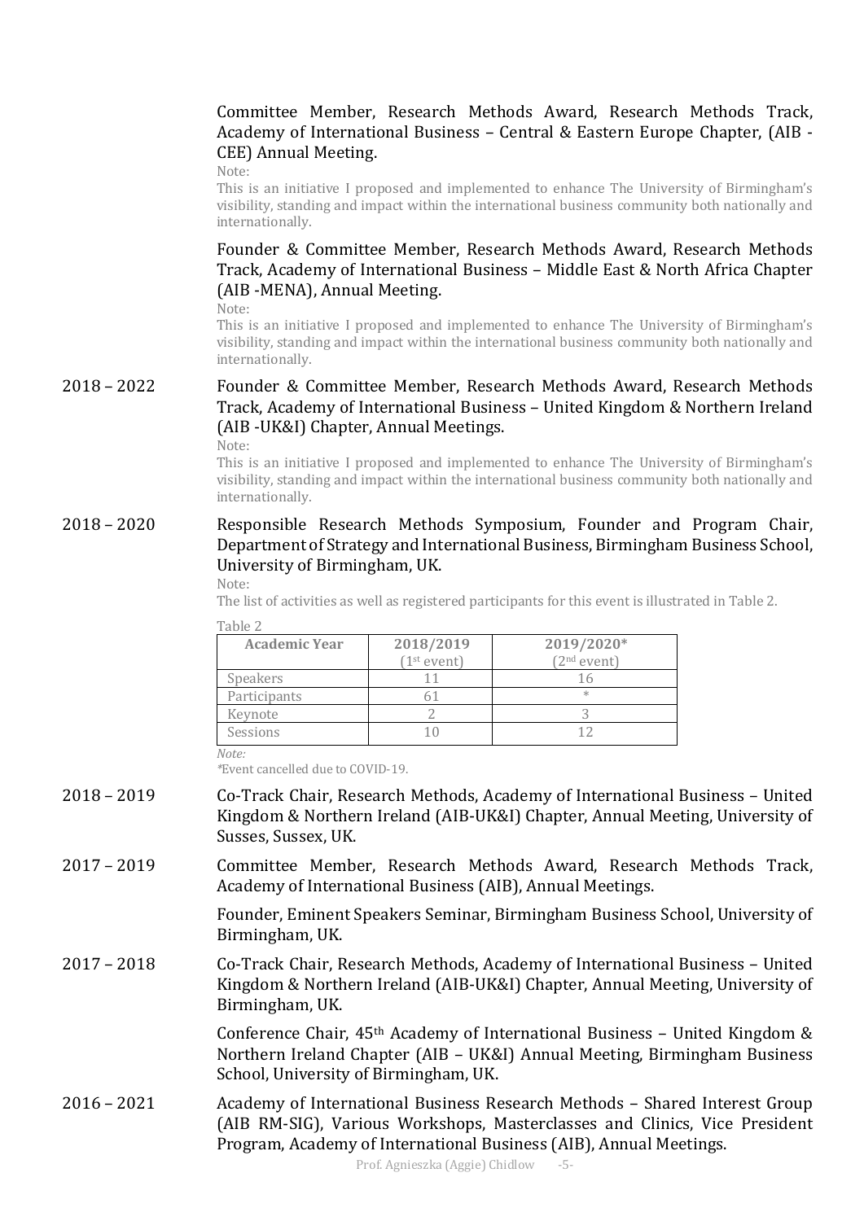Committee Member, Research Methods Award, Research Methods Track, Academy of International Business – Central & Eastern Europe Chapter, (AIB - CEE) Annual Meeting.

Note:
This is an initiative I proposed and implemented to enhance The University of Birmingham's visibility, standing and impact within the international business community both nationally and internationally.

Founder & Committee Member, Research Methods Award, Research Methods Track, Academy of International Business – Middle East & North Africa Chapter (AIB -MENA), Annual Meeting.

Note:
This is an initiative I proposed and implemented to enhance The University of Birmingham's visibility, standing and impact within the international business community both nationally and internationally.

**2018 – 2022** Founder & Committee Member, Research Methods Award, Research Methods Track, Academy of International Business – United Kingdom & Northern Ireland (AIB -UK&I) Chapter, Annual Meetings.

Note:
This is an initiative I proposed and implemented to enhance The University of Birmingham's visibility, standing and impact within the international business community both nationally and internationally.

**2018 – 2020** Responsible Research Methods Symposium, Founder and Program Chair, Department of Strategy and International Business, Birmingham Business School, University of Birmingham, UK.

Note:
The list of activities as well as registered participants for this event is illustrated in Table 2.

Table 2

| Academic Year | 2018/2019 (1st event) | 2019/2020* (2nd event) |
|---|---|---|
| Speakers | 11 | 16 |
| Participants | 61 | * |
| Keynote | 2 | 3 |
| Sessions | 10 | 12 |

*Note:*
*Event cancelled due to COVID-19.

**2018 – 2019** Co-Track Chair, Research Methods, Academy of International Business – United Kingdom & Northern Ireland (AIB-UK&I) Chapter, Annual Meeting, University of Susses, Sussex, UK.

**2017 – 2019** Committee Member, Research Methods Award, Research Methods Track, Academy of International Business (AIB), Annual Meetings.

Founder, Eminent Speakers Seminar, Birmingham Business School, University of Birmingham, UK.

**2017 – 2018** Co-Track Chair, Research Methods, Academy of International Business – United Kingdom & Northern Ireland (AIB-UK&I) Chapter, Annual Meeting, University of Birmingham, UK.

Conference Chair, 45th Academy of International Business – United Kingdom & Northern Ireland Chapter (AIB – UK&I) Annual Meeting, Birmingham Business School, University of Birmingham, UK.

**2016 – 2021** Academy of International Business Research Methods – Shared Interest Group (AIB RM-SIG), Various Workshops, Masterclasses and Clinics, Vice President Program, Academy of International Business (AIB), Annual Meetings.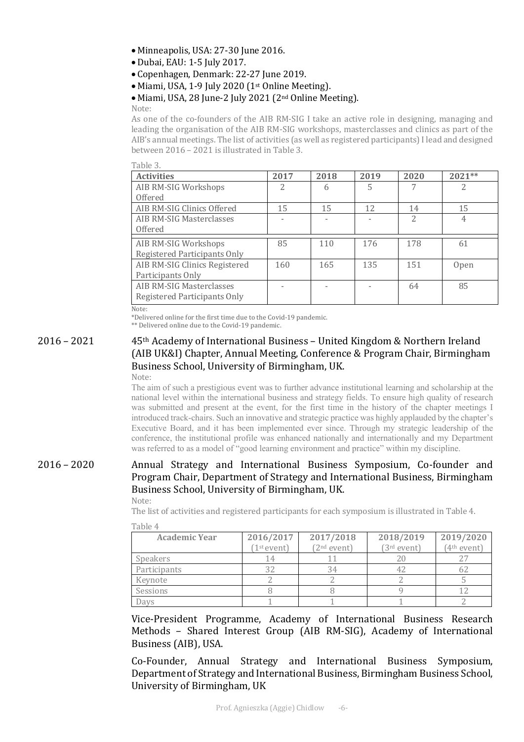- Minneapolis, USA: 27-30 June 2016.
- Dubai, EAU: 1-5 July 2017.
- Copenhagen, Denmark: 22-27 June 2019.
- Miami, USA, 1-9 July 2020 (1st Online Meeting).
- Miami, USA, 28 June-2 July 2021 (2nd Online Meeting).

Note:

As one of the co-founders of the AIB RM-SIG I take an active role in designing, managing and leading the organisation of the AIB RM-SIG workshops, masterclasses and clinics as part of the AIB's annual meetings. The list of activities (as well as registered participants) I lead and designed between 2016 – 2021 is illustrated in Table 3.

Table 3.

| Activities | 2017 | 2018 | 2019 | 2020 | 2021** |
|---|---|---|---|---|---|
| AIB RM-SIG Workshops Offered | 2 | 6 | 5 | 7 | 2 |
| AIB RM-SIG Clinics Offered | 15 | 15 | 12 | 14 | 15 |
| AIB RM-SIG Masterclasses Offered | - | - | - | 2 | 4 |
| AIB RM-SIG Workshops Registered Participants Only | 85 | 110 | 176 | 178 | 61 |
| AIB RM-SIG Clinics Registered Participants Only | 160 | 165 | 135 | 151 | Open |
| AIB RM-SIG Masterclasses Registered Participants Only | - | - | - | 64 | 85 |

Note:
*Delivered online for the first time due to the Covid-19 pandemic.
** Delivered online due to the Covid-19 pandemic.

**2016 – 2021** 45th Academy of International Business – United Kingdom & Northern Ireland (AIB UK&I) Chapter, Annual Meeting, Conference & Program Chair, Birmingham Business School, University of Birmingham, UK.

Note:

The aim of such a prestigious event was to further advance institutional learning and scholarship at the national level within the international business and strategy fields. To ensure high quality of research was submitted and present at the event, for the first time in the history of the chapter meetings I introduced track-chairs. Such an innovative and strategic practice was highly applauded by the chapter's Executive Board, and it has been implemented ever since. Through my strategic leadership of the conference, the institutional profile was enhanced nationally and internationally and my Department was referred to as a model of "good learning environment and practice" within my discipline.

**2016 – 2020** Annual Strategy and International Business Symposium, Co-founder and Program Chair, Department of Strategy and International Business, Birmingham Business School, University of Birmingham, UK.

Note:

The list of activities and registered participants for each symposium is illustrated in Table 4.

Table 4

| Academic Year | 2016/2017 (1st event) | 2017/2018 (2nd event) | 2018/2019 (3rd event) | 2019/2020 (4th event) |
|---|---|---|---|---|
| Speakers | 14 | 11 | 20 | 27 |
| Participants | 32 | 34 | 42 | 62 |
| Keynote | 2 | 2 | 2 | 5 |
| Sessions | 8 | 8 | 9 | 12 |
| Days | 1 | 1 | 1 | 2 |

Vice-President Programme, Academy of International Business Research Methods – Shared Interest Group (AIB RM-SIG), Academy of International Business (AIB), USA.

Co-Founder, Annual Strategy and International Business Symposium, Department of Strategy and International Business, Birmingham Business School, University of Birmingham, UK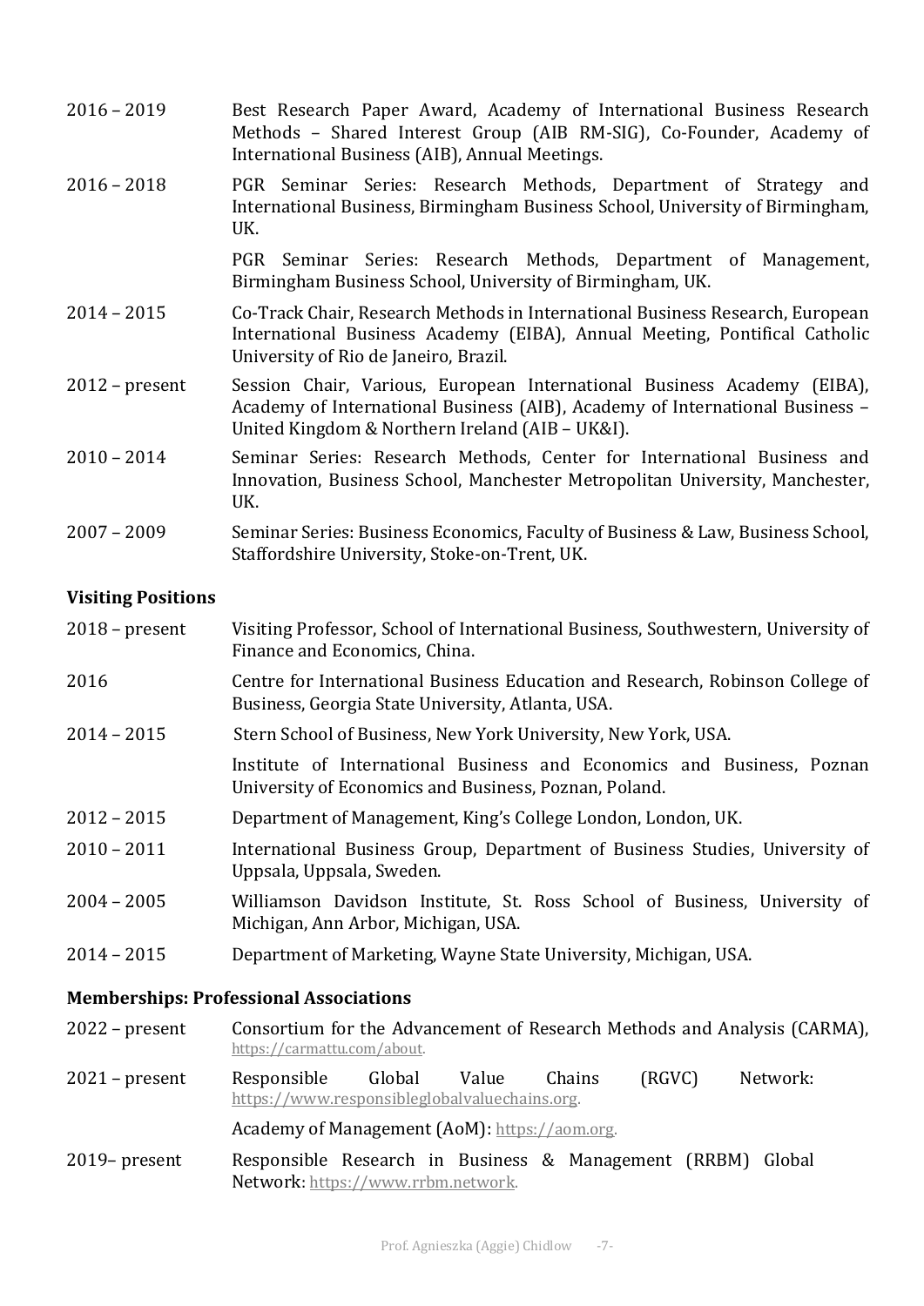2016 – 2019 Best Research Paper Award, Academy of International Business Research Methods – Shared Interest Group (AIB RM-SIG), Co-Founder, Academy of International Business (AIB), Annual Meetings.

2016 – 2018 PGR Seminar Series: Research Methods, Department of Strategy and International Business, Birmingham Business School, University of Birmingham, UK.

PGR Seminar Series: Research Methods, Department of Management, Birmingham Business School, University of Birmingham, UK.

2014 – 2015 Co-Track Chair, Research Methods in International Business Research, European International Business Academy (EIBA), Annual Meeting, Pontifical Catholic University of Rio de Janeiro, Brazil.

2012 – present Session Chair, Various, European International Business Academy (EIBA), Academy of International Business (AIB), Academy of International Business – United Kingdom & Northern Ireland (AIB – UK&I).

2010 – 2014 Seminar Series: Research Methods, Center for International Business and Innovation, Business School, Manchester Metropolitan University, Manchester, UK.

2007 – 2009 Seminar Series: Business Economics, Faculty of Business & Law, Business School, Staffordshire University, Stoke-on-Trent, UK.

### Visiting Positions

2018 – present Visiting Professor, School of International Business, Southwestern, University of Finance and Economics, China.

2016 Centre for International Business Education and Research, Robinson College of Business, Georgia State University, Atlanta, USA.

2014 – 2015 Stern School of Business, New York University, New York, USA.

Institute of International Business and Economics and Business, Poznan University of Economics and Business, Poznan, Poland.

2012 – 2015 Department of Management, King's College London, London, UK.

2010 – 2011 International Business Group, Department of Business Studies, University of Uppsala, Uppsala, Sweden.

2004 – 2005 Williamson Davidson Institute, St. Ross School of Business, University of Michigan, Ann Arbor, Michigan, USA.

2014 – 2015 Department of Marketing, Wayne State University, Michigan, USA.

### Memberships: Professional Associations

2022 – present Consortium for the Advancement of Research Methods and Analysis (CARMA), https://carmattu.com/about.

2021 – present Responsible Global Value Chains (RGVC) Network: https://www.responsibleglobalvaluechains.org.

Academy of Management (AoM): https://aom.org.

2019– present Responsible Research in Business & Management (RRBM) Global Network: https://www.rrbm.network.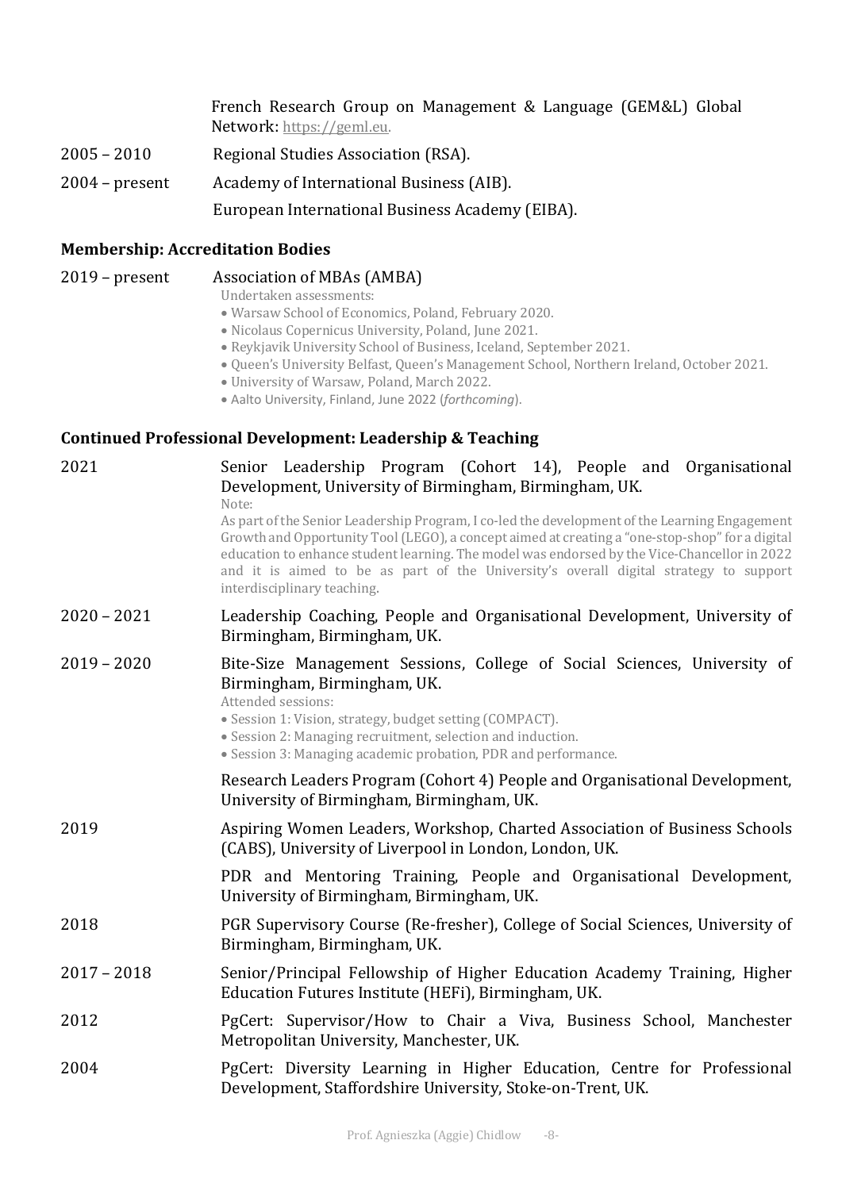French Research Group on Management & Language (GEM&L) Global Network: https://geml.eu.

2005 – 2010 Regional Studies Association (RSA).

2004 – present Academy of International Business (AIB).

European International Business Academy (EIBA).

**Membership: Accreditation Bodies**

2019 – present Association of MBAs (AMBA)

Undertaken assessments:

- Warsaw School of Economics, Poland, February 2020.
- Nicolaus Copernicus University, Poland, June 2021.
- Reykjavik University School of Business, Iceland, September 2021.
- Queen's University Belfast, Queen's Management School, Northern Ireland, October 2021.
- University of Warsaw, Poland, March 2022.
- Aalto University, Finland, June 2022 (*forthcoming*).

**Continued Professional Development: Leadership & Teaching**

2021 Senior Leadership Program (Cohort 14), People and Organisational Development, University of Birmingham, Birmingham, UK.

Note:

As part of the Senior Leadership Program, I co-led the development of the Learning Engagement Growth and Opportunity Tool (LEGO), a concept aimed at creating a "one-stop-shop" for a digital education to enhance student learning. The model was endorsed by the Vice-Chancellor in 2022 and it is aimed to be as part of the University's overall digital strategy to support interdisciplinary teaching.

2020 – 2021 Leadership Coaching, People and Organisational Development, University of Birmingham, Birmingham, UK.

2019 – 2020 Bite-Size Management Sessions, College of Social Sciences, University of Birmingham, Birmingham, UK.

Attended sessions:

- Session 1: Vision, strategy, budget setting (COMPACT).
- Session 2: Managing recruitment, selection and induction.
- Session 3: Managing academic probation, PDR and performance.

Research Leaders Program (Cohort 4) People and Organisational Development, University of Birmingham, Birmingham, UK.

2019 Aspiring Women Leaders, Workshop, Charted Association of Business Schools (CABS), University of Liverpool in London, London, UK.

PDR and Mentoring Training, People and Organisational Development, University of Birmingham, Birmingham, UK.

2018 PGR Supervisory Course (Re-fresher), College of Social Sciences, University of Birmingham, Birmingham, UK.

2017 – 2018 Senior/Principal Fellowship of Higher Education Academy Training, Higher Education Futures Institute (HEFi), Birmingham, UK.

2012 PgCert: Supervisor/How to Chair a Viva, Business School, Manchester Metropolitan University, Manchester, UK.

2004 PgCert: Diversity Learning in Higher Education, Centre for Professional Development, Staffordshire University, Stoke-on-Trent, UK.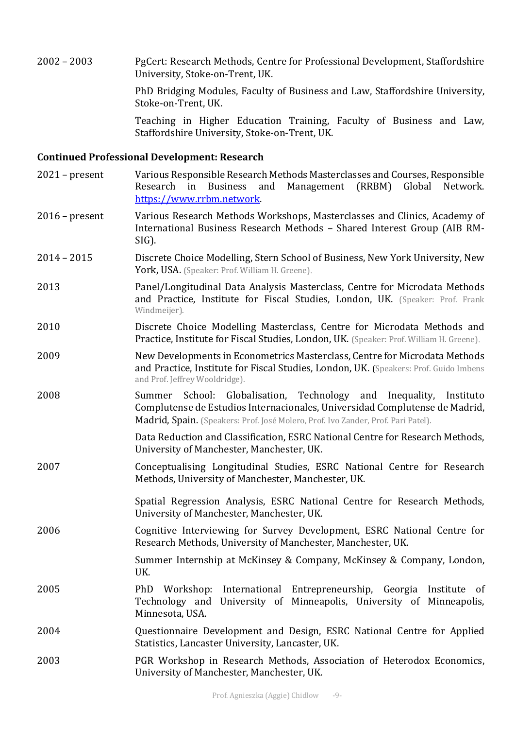2002 – 2003 PgCert: Research Methods, Centre for Professional Development, Staffordshire University, Stoke-on-Trent, UK.

PhD Bridging Modules, Faculty of Business and Law, Staffordshire University, Stoke-on-Trent, UK.

Teaching in Higher Education Training, Faculty of Business and Law, Staffordshire University, Stoke-on-Trent, UK.

**Continued Professional Development: Research**

2021 – present Various Responsible Research Methods Masterclasses and Courses, Responsible Research in Business and Management (RRBM) Global Network. https://www.rrbm.network.

2016 – present Various Research Methods Workshops, Masterclasses and Clinics, Academy of International Business Research Methods – Shared Interest Group (AIB RM-SIG).

2014 – 2015 Discrete Choice Modelling, Stern School of Business, New York University, New York, USA. (Speaker: Prof. William H. Greene).

2013 Panel/Longitudinal Data Analysis Masterclass, Centre for Microdata Methods and Practice, Institute for Fiscal Studies, London, UK. (Speaker: Prof. Frank Windmeijer).

2010 Discrete Choice Modelling Masterclass, Centre for Microdata Methods and Practice, Institute for Fiscal Studies, London, UK. (Speaker: Prof. William H. Greene).

2009 New Developments in Econometrics Masterclass, Centre for Microdata Methods and Practice, Institute for Fiscal Studies, London, UK. (Speakers: Prof. Guido Imbens and Prof. Jeffrey Wooldridge).

2008 Summer School: Globalisation, Technology and Inequality, Instituto Complutense de Estudios Internacionales, Universidad Complutense de Madrid, Madrid, Spain. (Speakers: Prof. José Molero, Prof. Ivo Zander, Prof. Pari Patel).

Data Reduction and Classification, ESRC National Centre for Research Methods, University of Manchester, Manchester, UK.

2007 Conceptualising Longitudinal Studies, ESRC National Centre for Research Methods, University of Manchester, Manchester, UK.

Spatial Regression Analysis, ESRC National Centre for Research Methods, University of Manchester, Manchester, UK.

2006 Cognitive Interviewing for Survey Development, ESRC National Centre for Research Methods, University of Manchester, Manchester, UK.

Summer Internship at McKinsey & Company, McKinsey & Company, London, UK.

2005 PhD Workshop: International Entrepreneurship, Georgia Institute of Technology and University of Minneapolis, University of Minneapolis, Minnesota, USA.

2004 Questionnaire Development and Design, ESRC National Centre for Applied Statistics, Lancaster University, Lancaster, UK.

2003 PGR Workshop in Research Methods, Association of Heterodox Economics, University of Manchester, Manchester, UK.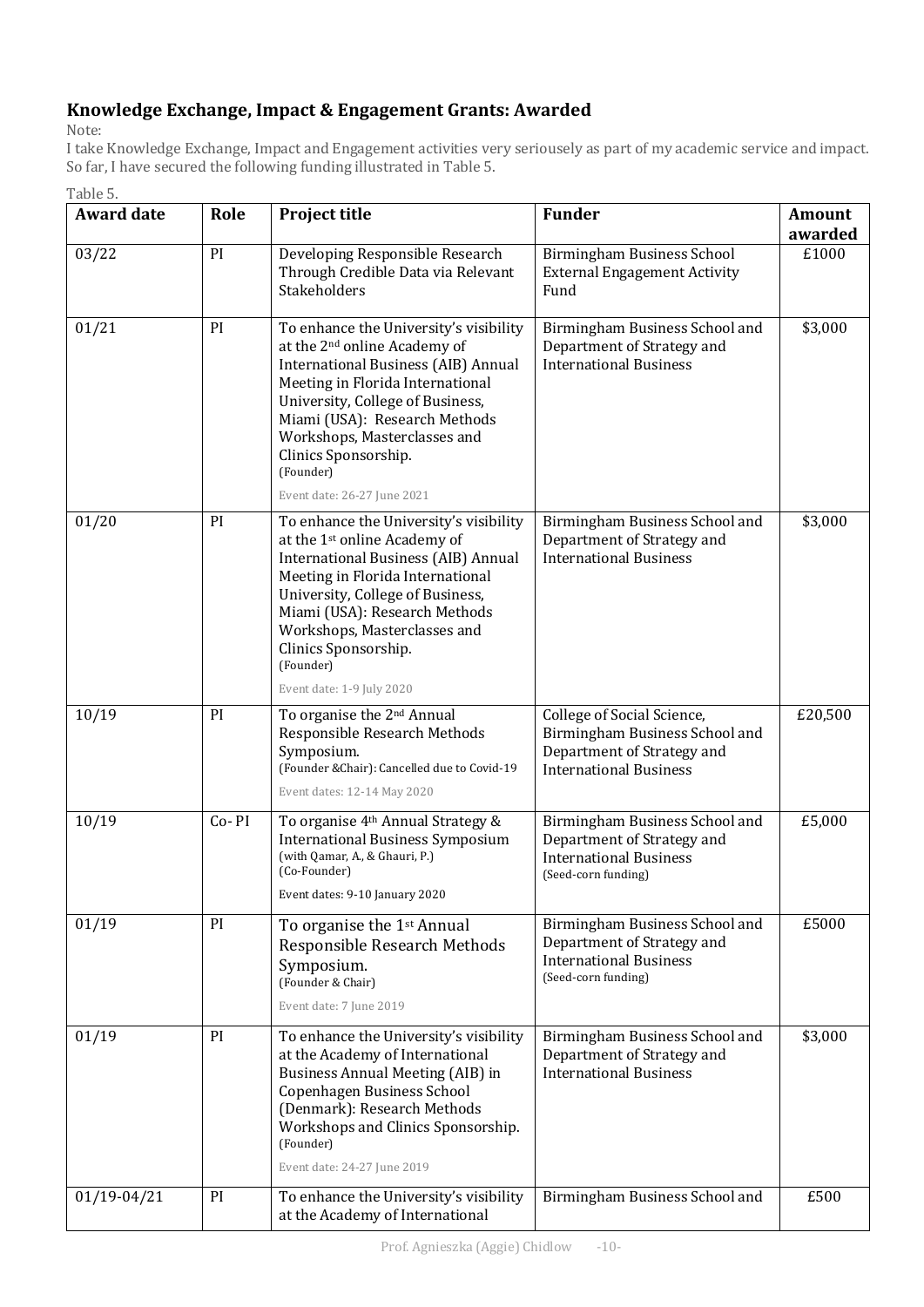## Knowledge Exchange, Impact & Engagement Grants: Awarded

Note:
I take Knowledge Exchange, Impact and Engagement activities very seriously as part of my academic service and impact. So far, I have secured the following funding illustrated in Table 5.

Table 5.

| Award date | Role | Project title | Funder | Amount awarded |
|---|---|---|---|---|
| 03/22 | PI | Developing Responsible Research Through Credible Data via Relevant Stakeholders | Birmingham Business School External Engagement Activity Fund | £1000 |
| 01/21 | PI | To enhance the University's visibility at the 2nd online Academy of International Business (AIB) Annual Meeting in Florida International University, College of Business, Miami (USA): Research Methods Workshops, Masterclasses and Clinics Sponsorship. (Founder) Event date: 26-27 June 2021 | Birmingham Business School and Department of Strategy and International Business | $3,000 |
| 01/20 | PI | To enhance the University's visibility at the 1st online Academy of International Business (AIB) Annual Meeting in Florida International University, College of Business, Miami (USA): Research Methods Workshops, Masterclasses and Clinics Sponsorship. (Founder) Event date: 1-9 July 2020 | Birmingham Business School and Department of Strategy and International Business | $3,000 |
| 10/19 | PI | To organise the 2nd Annual Responsible Research Methods Symposium. (Founder &Chair): Cancelled due to Covid-19 Event dates: 12-14 May 2020 | College of Social Science, Birmingham Business School and Department of Strategy and International Business | £20,500 |
| 10/19 | Co- PI | To organise 4th Annual Strategy & International Business Symposium (with Qamar, A., & Ghauri, P.) (Co-Founder) Event dates: 9-10 January 2020 | Birmingham Business School and Department of Strategy and International Business (Seed-corn funding) | £5,000 |
| 01/19 | PI | To organise the 1st Annual Responsible Research Methods Symposium. (Founder & Chair) Event date: 7 June 2019 | Birmingham Business School and Department of Strategy and International Business (Seed-corn funding) | £5000 |
| 01/19 | PI | To enhance the University's visibility at the Academy of International Business Annual Meeting (AIB) in Copenhagen Business School (Denmark): Research Methods Workshops and Clinics Sponsorship. (Founder) Event date: 24-27 June 2019 | Birmingham Business School and Department of Strategy and International Business | $3,000 |
| 01/19-04/21 | PI | To enhance the University's visibility at the Academy of International | Birmingham Business School and | £500 |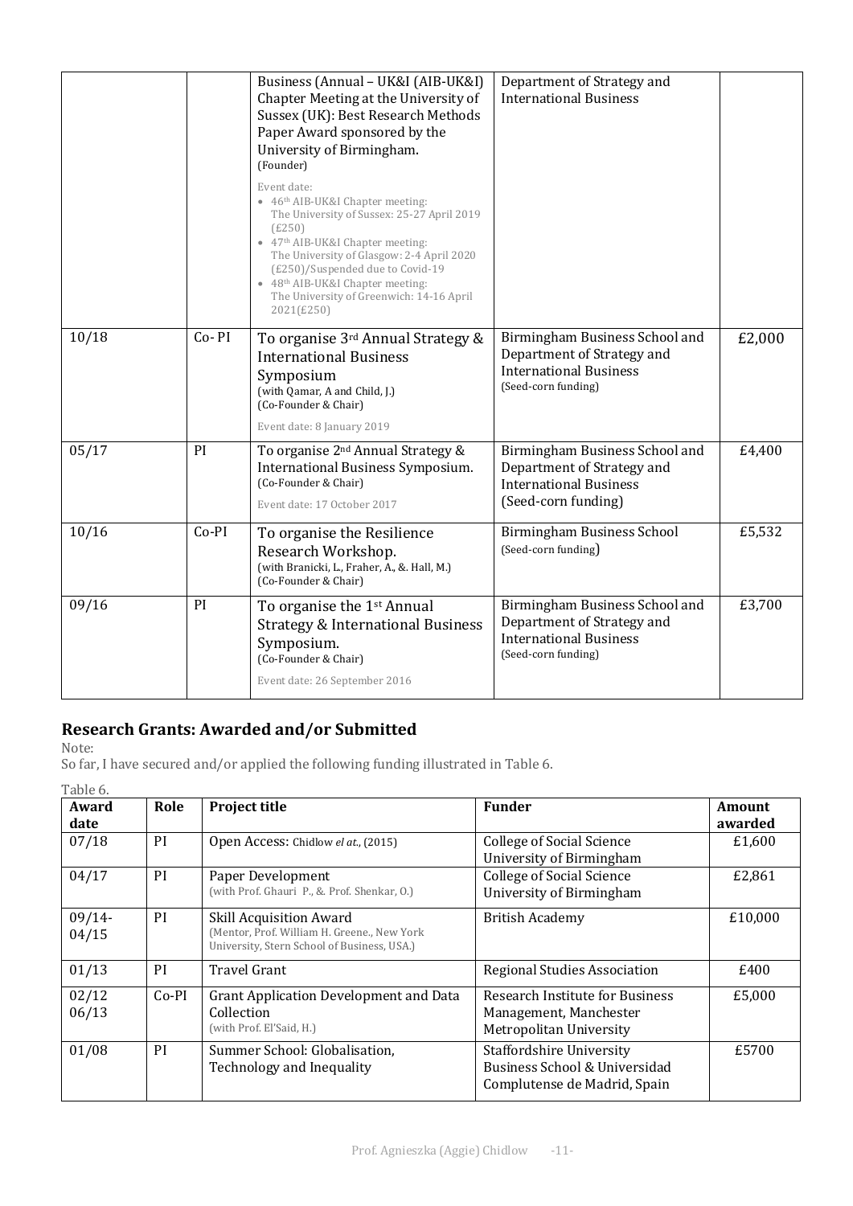| | | Business (Annual – UK&I (AIB-UK&I) Chapter Meeting at the University of Sussex (UK): Best Research Methods Paper Award sponsored by the University of Birmingham. (Founder)<br><br>Event date:<br>• 46th AIB-UK&I Chapter meeting: The University of Sussex: 25-27 April 2019 (£250)<br>• 47th AIB-UK&I Chapter meeting: The University of Glasgow: 2-4 April 2020 (£250)/Suspended due to Covid-19<br>• 48th AIB-UK&I Chapter meeting: The University of Greenwich: 14-16 April 2021(£250) | Department of Strategy and International Business | |
|---|---|---|---|---|
| 10/18 | Co- PI | To organise 3rd Annual Strategy & International Business Symposium (with Qamar, A and Child, J.) (Co-Founder & Chair)<br><br>Event date: 8 January 2019 | Birmingham Business School and Department of Strategy and International Business (Seed-corn funding) | £2,000 |
| 05/17 | PI | To organise 2nd Annual Strategy & International Business Symposium. (Co-Founder & Chair)<br><br>Event date: 17 October 2017 | Birmingham Business School and Department of Strategy and International Business (Seed-corn funding) | £4,400 |
| 10/16 | Co-PI | To organise the Resilience Research Workshop. (with Branicki, L., Fraher, A., &. Hall, M.) (Co-Founder & Chair) | Birmingham Business School (Seed-corn funding) | £5,532 |
| 09/16 | PI | To organise the 1st Annual Strategy & International Business Symposium. (Co-Founder & Chair)<br><br>Event date: 26 September 2016 | Birmingham Business School and Department of Strategy and International Business (Seed-corn funding) | £3,700 |

## Research Grants: Awarded and/or Submitted

Note:
So far, I have secured and/or applied the following funding illustrated in Table 6.

Table 6.

| Award date | Role | Project title | Funder | Amount awarded |
|---|---|---|---|---|
| 07/18 | PI | Open Access: Chidlow *et al.*, (2015) | College of Social Science University of Birmingham | £1,600 |
| 04/17 | PI | Paper Development (with Prof. Ghauri P., &. Prof. Shenkar, O.) | College of Social Science University of Birmingham | £2,861 |
| 09/14-04/15 | PI | Skill Acquisition Award (Mentor, Prof. William H. Greene., New York University, Stern School of Business, USA.) | British Academy | £10,000 |
| 01/13 | PI | Travel Grant | Regional Studies Association | £400 |
| 02/12 06/13 | Co-PI | Grant Application Development and Data Collection (with Prof. El'Said, H.) | Research Institute for Business Management, Manchester Metropolitan University | £5,000 |
| 01/08 | PI | Summer School: Globalisation, Technology and Inequality | Staffordshire University Business School & Universidad Complutense de Madrid, Spain | £5700 |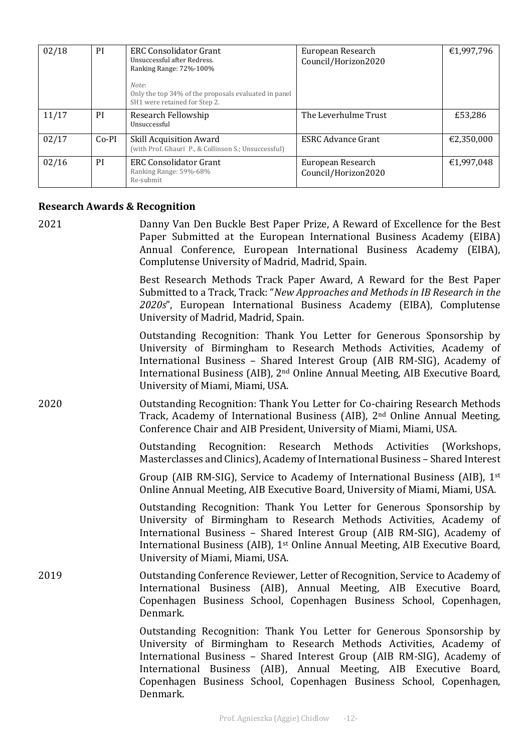| 02/18 | PI | ERC Consolidator Grant<br>Unsuccessful after Redress.<br>Ranking Range: 72%-100%<br><br>*Note*:<br>Only the top 34% of the proposals evaluated in panel SH1 were retained for Step 2. | European Research Council/Horizon2020 | €1,997,796 |
|---|---|---|---|---|
| 11/17 | PI | Research Fellowship<br>Unsuccessful | The Leverhulme Trust | £53,286 |
| 02/17 | Co-PI | Skill Acquisition Award<br>(with Prof. Ghauri P., & Collinson S.; Unsuccessful) | ESRC Advance Grant | €2,350,000 |
| 02/16 | PI | ERC Consolidator Grant<br>Ranking Range: 59%-68%<br>Re-submit | European Research Council/Horizon2020 | €1,997,048 |

### Research Awards & Recognition

**2021**

Danny Van Den Buckle Best Paper Prize, A Reward of Excellence for the Best Paper Submitted at the European International Business Academy (EIBA) Annual Conference, European International Business Academy (EIBA), Complutense University of Madrid, Madrid, Spain.

Best Research Methods Track Paper Award, A Reward for the Best Paper Submitted to a Track, Track: "*New Approaches and Methods in IB Research in the 2020s*", European International Business Academy (EIBA), Complutense University of Madrid, Madrid, Spain.

Outstanding Recognition: Thank You Letter for Generous Sponsorship by University of Birmingham to Research Methods Activities, Academy of International Business – Shared Interest Group (AIB RM-SIG), Academy of International Business (AIB), 2nd Online Annual Meeting, AIB Executive Board, University of Miami, Miami, USA.

**2020**

Outstanding Recognition: Thank You Letter for Co-chairing Research Methods Track, Academy of International Business (AIB), 2nd Online Annual Meeting, Conference Chair and AIB President, University of Miami, Miami, USA.

Outstanding Recognition: Research Methods Activities (Workshops, Masterclasses and Clinics), Academy of International Business – Shared Interest Group (AIB RM-SIG), Service to Academy of International Business (AIB), 1st Online Annual Meeting, AIB Executive Board, University of Miami, Miami, USA.

Outstanding Recognition: Thank You Letter for Generous Sponsorship by University of Birmingham to Research Methods Activities, Academy of International Business – Shared Interest Group (AIB RM-SIG), Academy of International Business (AIB), 1st Online Annual Meeting, AIB Executive Board, University of Miami, Miami, USA.

**2019**

Outstanding Conference Reviewer, Letter of Recognition, Service to Academy of International Business (AIB), Annual Meeting, AIB Executive Board, Copenhagen Business School, Copenhagen Business School, Copenhagen, Denmark.

Outstanding Recognition: Thank You Letter for Generous Sponsorship by University of Birmingham to Research Methods Activities, Academy of International Business – Shared Interest Group (AIB RM-SIG), Academy of International Business (AIB), Annual Meeting, AIB Executive Board, Copenhagen Business School, Copenhagen Business School, Copenhagen, Denmark.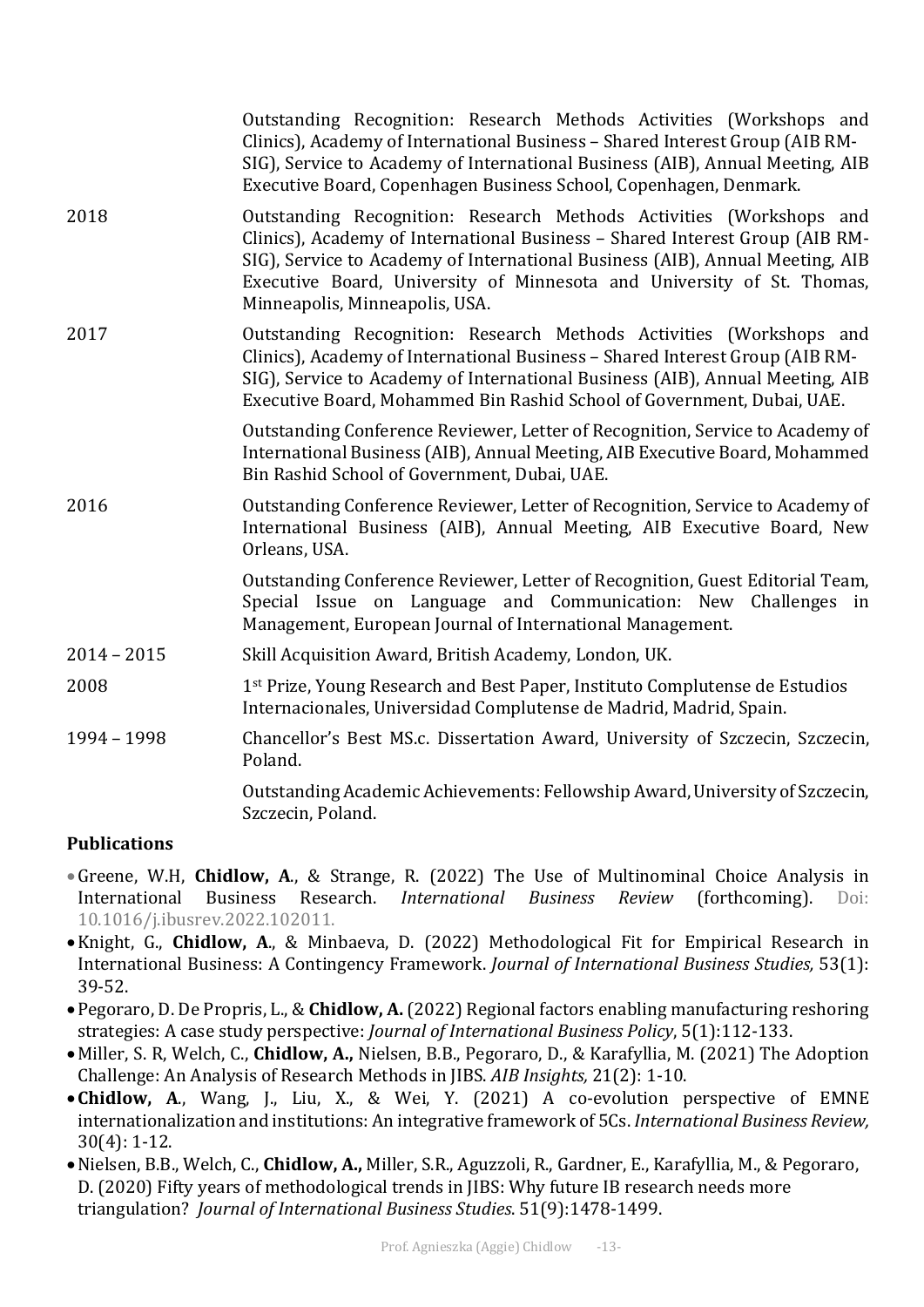| | |
|---|---|
| | Outstanding Recognition: Research Methods Activities (Workshops and Clinics), Academy of International Business – Shared Interest Group (AIB RM-SIG), Service to Academy of International Business (AIB), Annual Meeting, AIB Executive Board, Copenhagen Business School, Copenhagen, Denmark. |
| 2018 | Outstanding Recognition: Research Methods Activities (Workshops and Clinics), Academy of International Business – Shared Interest Group (AIB RM-SIG), Service to Academy of International Business (AIB), Annual Meeting, AIB Executive Board, University of Minnesota and University of St. Thomas, Minneapolis, Minneapolis, USA. |
| 2017 | Outstanding Recognition: Research Methods Activities (Workshops and Clinics), Academy of International Business – Shared Interest Group (AIB RM-SIG), Service to Academy of International Business (AIB), Annual Meeting, AIB Executive Board, Mohammed Bin Rashid School of Government, Dubai, UAE. |
| | Outstanding Conference Reviewer, Letter of Recognition, Service to Academy of International Business (AIB), Annual Meeting, AIB Executive Board, Mohammed Bin Rashid School of Government, Dubai, UAE. |
| 2016 | Outstanding Conference Reviewer, Letter of Recognition, Service to Academy of International Business (AIB), Annual Meeting, AIB Executive Board, New Orleans, USA. |
| | Outstanding Conference Reviewer, Letter of Recognition, Guest Editorial Team, Special Issue on Language and Communication: New Challenges in Management, European Journal of International Management. |
| 2014 – 2015 | Skill Acquisition Award, British Academy, London, UK. |
| 2008 | 1st Prize, Young Research and Best Paper, Instituto Complutense de Estudios Internacionales, Universidad Complutense de Madrid, Madrid, Spain. |
| 1994 – 1998 | Chancellor's Best MS.c. Dissertation Award, University of Szczecin, Szczecin, Poland. |
| | Outstanding Academic Achievements: Fellowship Award, University of Szczecin, Szczecin, Poland. |

## Publications

- Greene, W.H, **Chidlow, A**., & Strange, R. (2022) The Use of Multinominal Choice Analysis in International Business Research. *International Business Review* (forthcoming). Doi: 10.1016/j.ibusrev.2022.102011.
- Knight, G., **Chidlow, A**., & Minbaeva, D. (2022) Methodological Fit for Empirical Research in International Business: A Contingency Framework. *Journal of International Business Studies,* 53(1): 39-52.
- Pegoraro, D. De Propris, L., & **Chidlow, A.** (2022) Regional factors enabling manufacturing reshoring strategies: A case study perspective: *Journal of International Business Policy*, 5(1):112-133.
- Miller, S. R, Welch, C., **Chidlow, A.,** Nielsen, B.B., Pegoraro, D., & Karafyllia, M. (2021) The Adoption Challenge: An Analysis of Research Methods in JIBS. *AIB Insights,* 21(2): 1-10.
- **Chidlow, A**., Wang, J., Liu, X., & Wei, Y. (2021) A co-evolution perspective of EMNE internationalization and institutions: An integrative framework of 5Cs. *International Business Review,* 30(4): 1-12.
- Nielsen, B.B., Welch, C., **Chidlow, A.,** Miller, S.R., Aguzzoli, R., Gardner, E., Karafyllia, M., & Pegoraro, D. (2020) Fifty years of methodological trends in JIBS: Why future IB research needs more triangulation? *Journal of International Business Studies*. 51(9):1478-1499.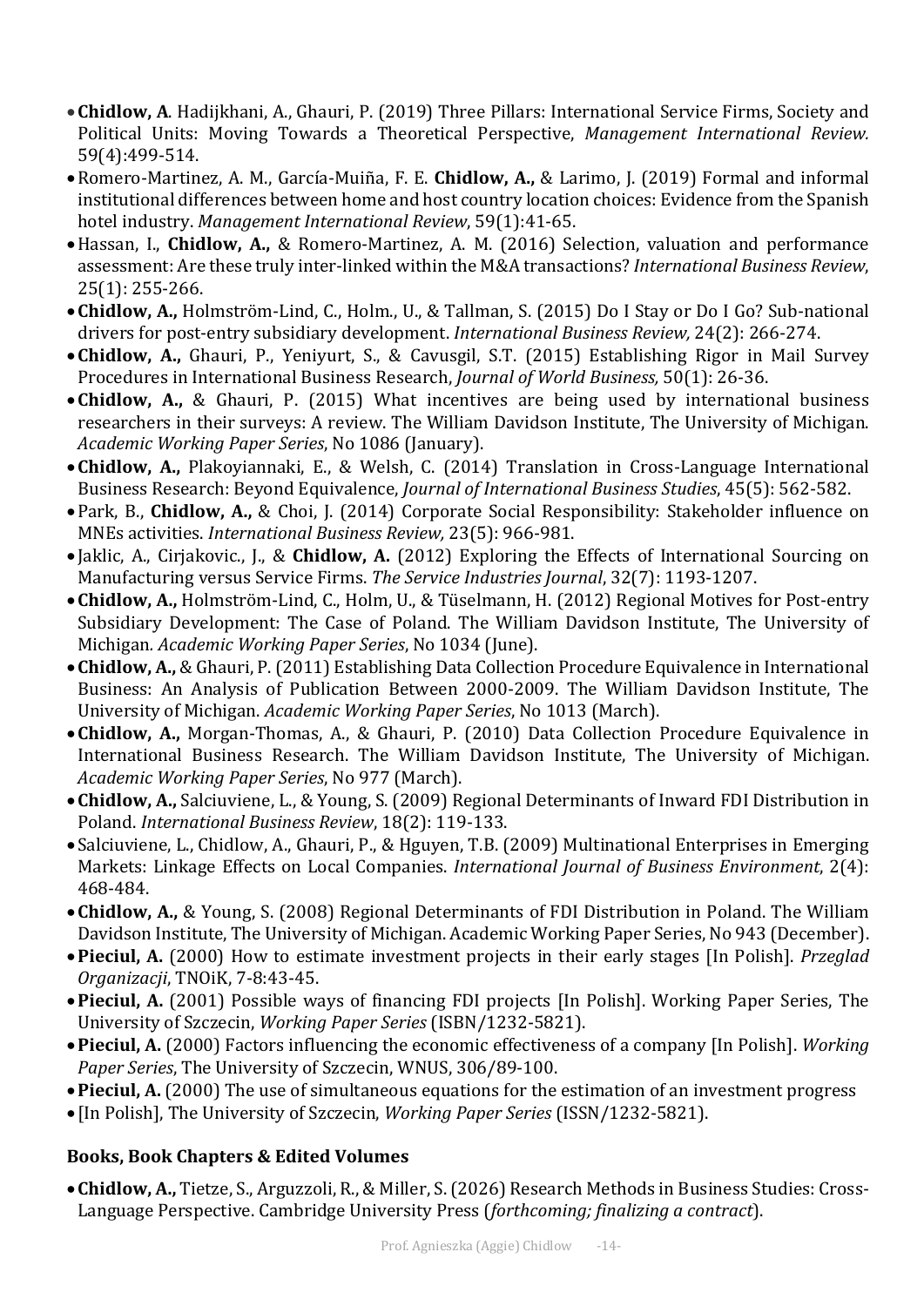- **Chidlow, A**. Hadijkhani, A., Ghauri, P. (2019) Three Pillars: International Service Firms, Society and Political Units: Moving Towards a Theoretical Perspective, *Management International Review.* 59(4):499-514.
- Romero-Martinez, A. M., García-Muiña, F. E. **Chidlow, A.,** & Larimo, J. (2019) Formal and informal institutional differences between home and host country location choices: Evidence from the Spanish hotel industry. *Management International Review*, 59(1):41-65.
- Hassan, I., **Chidlow, A.,** & Romero-Martinez, A. M. (2016) Selection, valuation and performance assessment: Are these truly inter-linked within the M&A transactions? *International Business Review*, 25(1): 255-266.
- **Chidlow, A.,** Holmström-Lind, C., Holm., U., & Tallman, S. (2015) Do I Stay or Do I Go? Sub-national drivers for post-entry subsidiary development. *International Business Review,* 24(2): 266-274.
- **Chidlow, A.,** Ghauri, P., Yeniyurt, S., & Cavusgil, S.T. (2015) Establishing Rigor in Mail Survey Procedures in International Business Research, *Journal of World Business,* 50(1): 26-36.
- **Chidlow, A.,** & Ghauri, P. (2015) What incentives are being used by international business researchers in their surveys: A review. The William Davidson Institute, The University of Michigan. *Academic Working Paper Series*, No 1086 (January).
- **Chidlow, A.,** Plakoyiannaki, E., & Welsh, C. (2014) Translation in Cross-Language International Business Research: Beyond Equivalence, *Journal of International Business Studies*, 45(5): 562-582.
- Park, B., **Chidlow, A.,** & Choi, J. (2014) Corporate Social Responsibility: Stakeholder influence on MNEs activities. *International Business Review,* 23(5): 966-981.
- Jaklic, A., Cirjakovic., J., & **Chidlow, A.** (2012) Exploring the Effects of International Sourcing on Manufacturing versus Service Firms. *The Service Industries Journal*, 32(7): 1193-1207.
- **Chidlow, A.,** Holmström-Lind, C., Holm, U., & Tüselmann, H. (2012) Regional Motives for Post-entry Subsidiary Development: The Case of Poland. The William Davidson Institute, The University of Michigan. *Academic Working Paper Series*, No 1034 (June).
- **Chidlow, A.,** & Ghauri, P. (2011) Establishing Data Collection Procedure Equivalence in International Business: An Analysis of Publication Between 2000-2009. The William Davidson Institute, The University of Michigan. *Academic Working Paper Series*, No 1013 (March).
- **Chidlow, A.,** Morgan-Thomas, A., & Ghauri, P. (2010) Data Collection Procedure Equivalence in International Business Research. The William Davidson Institute, The University of Michigan. *Academic Working Paper Series*, No 977 (March).
- **Chidlow, A.,** Salciuviene, L., & Young, S. (2009) Regional Determinants of Inward FDI Distribution in Poland. *International Business Review*, 18(2): 119-133.
- Salciuviene, L., Chidlow, A., Ghauri, P., & Hguyen, T.B. (2009) Multinational Enterprises in Emerging Markets: Linkage Effects on Local Companies. *International Journal of Business Environment*, 2(4): 468-484.
- **Chidlow, A.,** & Young, S. (2008) Regional Determinants of FDI Distribution in Poland. The William Davidson Institute, The University of Michigan. Academic Working Paper Series, No 943 (December).
- **Pieciul, A.** (2000) How to estimate investment projects in their early stages [In Polish]. *Przeglad Organizacji*, TNOiK, 7-8:43-45.
- **Pieciul, A.** (2001) Possible ways of financing FDI projects [In Polish]. Working Paper Series, The University of Szczecin, *Working Paper Series* (ISBN/1232-5821).
- **Pieciul, A.** (2000) Factors influencing the economic effectiveness of a company [In Polish]. *Working Paper Series*, The University of Szczecin, WNUS, 306/89-100.
- **Pieciul, A.** (2000) The use of simultaneous equations for the estimation of an investment progress
- [In Polish], The University of Szczecin, *Working Paper Series* (ISSN/1232-5821).

## Books, Book Chapters & Edited Volumes

- **Chidlow, A.,** Tietze, S., Arguzzoli, R., & Miller, S. (2026) Research Methods in Business Studies: Cross-Language Perspective. Cambridge University Press (*forthcoming; finalizing a contract*).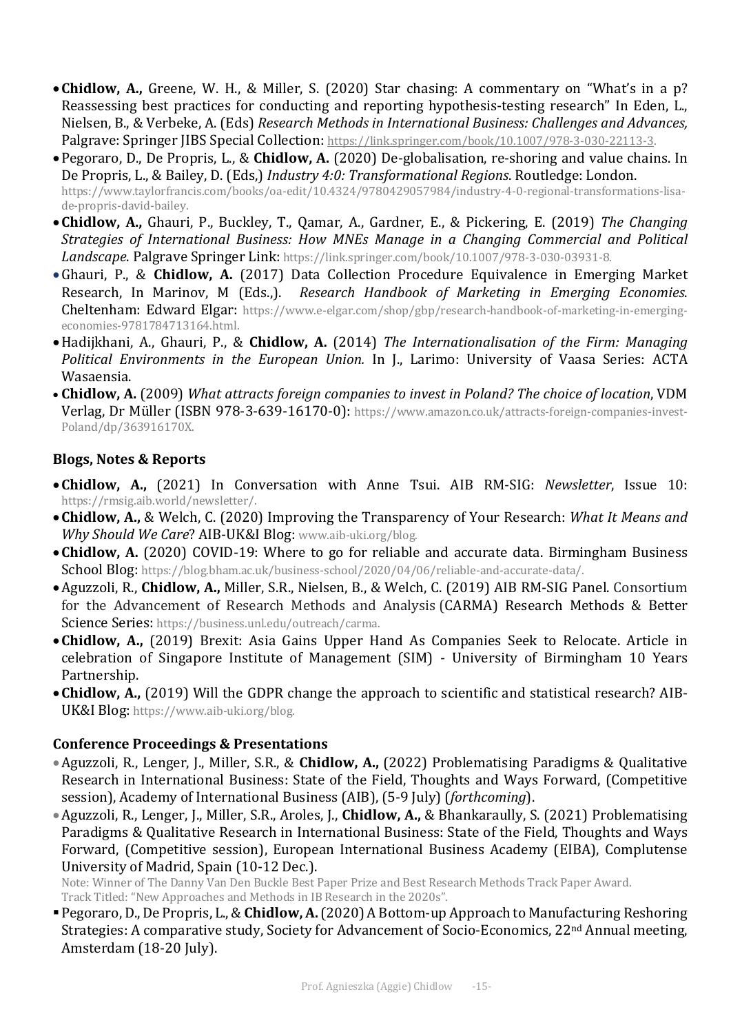- **Chidlow, A.,** Greene, W. H., & Miller, S. (2020) Star chasing: A commentary on "What's in a p? Reassessing best practices for conducting and reporting hypothesis-testing research" In Eden, L., Nielsen, B., & Verbeke, A. (Eds) *Research Methods in International Business: Challenges and Advances,* Palgrave: Springer JIBS Special Collection: https://link.springer.com/book/10.1007/978-3-030-22113-3.
- Pegoraro, D., De Propris, L., & **Chidlow, A.** (2020) De-globalisation, re-shoring and value chains. In De Propris, L., & Bailey, D. (Eds,) *Industry 4:0: Transformational Regions*. Routledge: London. https://www.taylorfrancis.com/books/oa-edit/10.4324/9780429057984/industry-4-0-regional-transformations-lisa-de-propris-david-bailey.
- **Chidlow, A.,** Ghauri, P., Buckley, T., Qamar, A., Gardner, E., & Pickering, E. (2019) *The Changing Strategies of International Business: How MNEs Manage in a Changing Commercial and Political Landscape*. Palgrave Springer Link: https://link.springer.com/book/10.1007/978-3-030-03931-8.
- Ghauri, P., & **Chidlow, A.** (2017) Data Collection Procedure Equivalence in Emerging Market Research, In Marinov, M (Eds.,). *Research Handbook of Marketing in Emerging Economies*. Cheltenham: Edward Elgar: https://www.e-elgar.com/shop/gbp/research-handbook-of-marketing-in-emerging-economies-9781784713164.html.
- Hadijkhani, A., Ghauri, P., & **Chidlow, A.** (2014) *The Internationalisation of the Firm: Managing Political Environments in the European Union.* In J., Larimo: University of Vaasa Series: ACTA Wasaensia.
- **Chidlow, A.** (2009) *What attracts foreign companies to invest in Poland? The choice of location*, VDM Verlag, Dr Müller (ISBN 978-3-639-16170-0): https://www.amazon.co.uk/attracts-foreign-companies-invest-Poland/dp/363916170X.

### Blogs, Notes & Reports

- **Chidlow, A.,** (2021) In Conversation with Anne Tsui. AIB RM-SIG: *Newsletter*, Issue 10: https://rmsig.aib.world/newsletter/.
- **Chidlow, A.,** & Welch, C. (2020) Improving the Transparency of Your Research: *What It Means and Why Should We Care*? AIB-UK&I Blog: www.aib-uki.org/blog.
- **Chidlow, A.** (2020) COVID-19: Where to go for reliable and accurate data. Birmingham Business School Blog: https://blog.bham.ac.uk/business-school/2020/04/06/reliable-and-accurate-data/.
- Aguzzoli, R., **Chidlow, A.,** Miller, S.R., Nielsen, B., & Welch, C. (2019) AIB RM-SIG Panel. Consortium for the Advancement of Research Methods and Analysis (CARMA) Research Methods & Better Science Series: https://business.unl.edu/outreach/carma.
- **Chidlow, A.,** (2019) Brexit: Asia Gains Upper Hand As Companies Seek to Relocate. Article in celebration of Singapore Institute of Management (SIM) - University of Birmingham 10 Years Partnership.
- **Chidlow, A.,** (2019) Will the GDPR change the approach to scientific and statistical research? AIB-UK&I Blog: https://www.aib-uki.org/blog.

### Conference Proceedings & Presentations

- Aguzzoli, R., Lenger, J., Miller, S.R., & **Chidlow, A.,** (2022) Problematising Paradigms & Qualitative Research in International Business: State of the Field, Thoughts and Ways Forward, (Competitive session), Academy of International Business (AIB), (5-9 July) (*forthcoming*).
- Aguzzoli, R., Lenger, J., Miller, S.R., Aroles, J., **Chidlow, A.,** & Bhankaraully, S. (2021) Problematising Paradigms & Qualitative Research in International Business: State of the Field, Thoughts and Ways Forward, (Competitive session), European International Business Academy (EIBA), Complutense University of Madrid, Spain (10-12 Dec.).
  Note: Winner of The Danny Van Den Buckle Best Paper Prize and Best Research Methods Track Paper Award. Track Titled: "New Approaches and Methods in IB Research in the 2020s".
- Pegoraro, D., De Propris, L., & **Chidlow, A.** (2020) A Bottom-up Approach to Manufacturing Reshoring Strategies: A comparative study, Society for Advancement of Socio-Economics, 22nd Annual meeting, Amsterdam (18-20 July).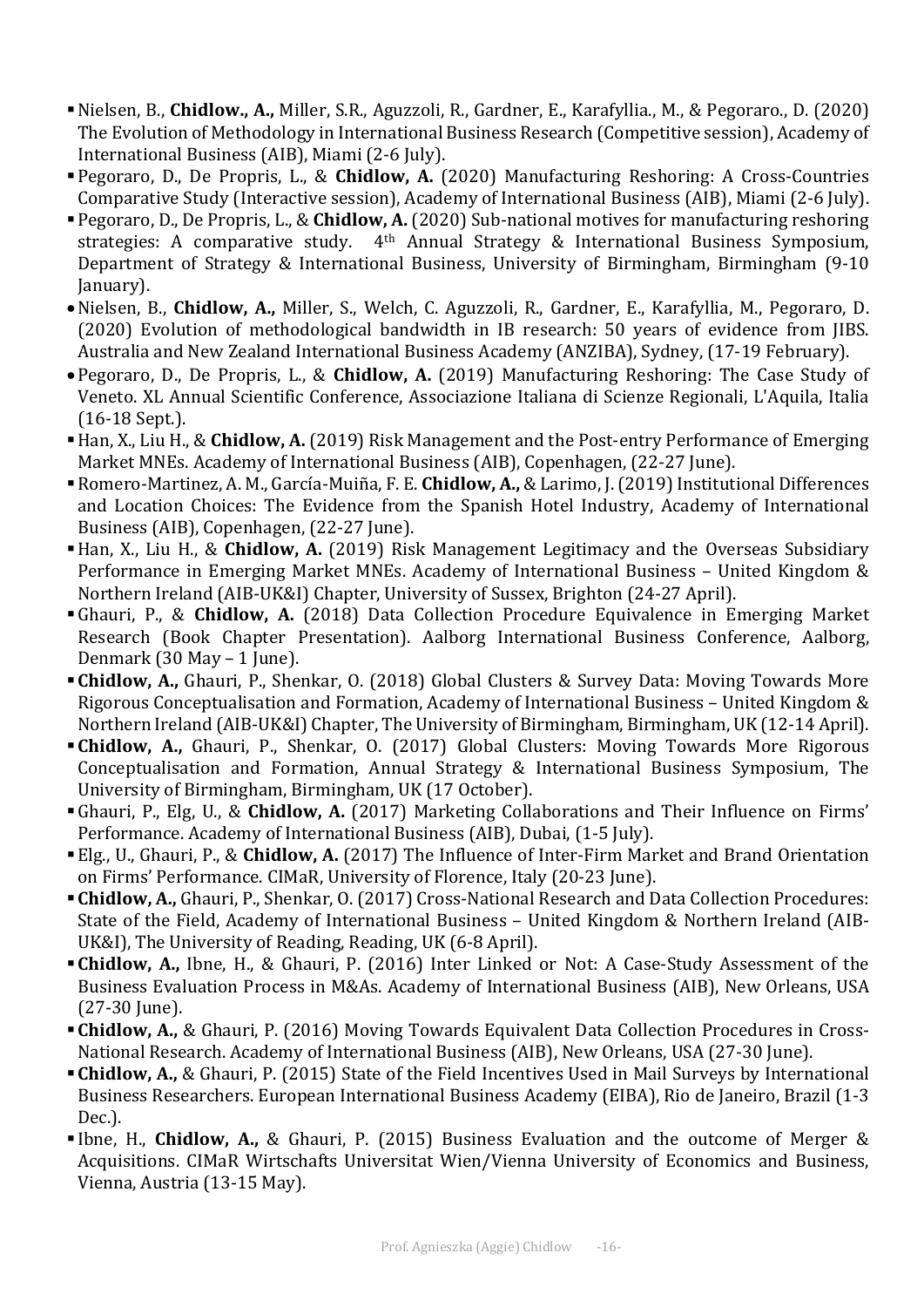- Nielsen, B., **Chidlow., A.,** Miller, S.R., Aguzzoli, R., Gardner, E., Karafyllia., M., & Pegoraro., D. (2020) The Evolution of Methodology in International Business Research (Competitive session), Academy of International Business (AIB), Miami (2-6 July).
- Pegoraro, D., De Propris, L., & **Chidlow, A.** (2020) Manufacturing Reshoring: A Cross-Countries Comparative Study (Interactive session), Academy of International Business (AIB), Miami (2-6 July).
- Pegoraro, D., De Propris, L., & **Chidlow, A.** (2020) Sub-national motives for manufacturing reshoring strategies: A comparative study. 4th Annual Strategy & International Business Symposium, Department of Strategy & International Business, University of Birmingham, Birmingham (9-10 January).
- Nielsen, B., **Chidlow, A.,** Miller, S., Welch, C. Aguzzoli, R., Gardner, E., Karafyllia, M., Pegoraro, D. (2020) Evolution of methodological bandwidth in IB research: 50 years of evidence from JIBS. Australia and New Zealand International Business Academy (ANZIBA), Sydney, (17-19 February).
- Pegoraro, D., De Propris, L., & **Chidlow, A.** (2019) Manufacturing Reshoring: The Case Study of Veneto. XL Annual Scientific Conference, Associazione Italiana di Scienze Regionali, L'Aquila, Italia (16-18 Sept.).
- Han, X., Liu H., & **Chidlow, A.** (2019) Risk Management and the Post-entry Performance of Emerging Market MNEs. Academy of International Business (AIB), Copenhagen, (22-27 June).
- Romero-Martinez, A. M., García-Muiña, F. E. **Chidlow, A.,** & Larimo, J. (2019) Institutional Differences and Location Choices: The Evidence from the Spanish Hotel Industry, Academy of International Business (AIB), Copenhagen, (22-27 June).
- Han, X., Liu H., & **Chidlow, A.** (2019) Risk Management Legitimacy and the Overseas Subsidiary Performance in Emerging Market MNEs. Academy of International Business – United Kingdom & Northern Ireland (AIB-UK&I) Chapter, University of Sussex, Brighton (24-27 April).
- Ghauri, P., & **Chidlow, A.** (2018) Data Collection Procedure Equivalence in Emerging Market Research (Book Chapter Presentation). Aalborg International Business Conference, Aalborg, Denmark (30 May – 1 June).
- **Chidlow, A.,** Ghauri, P., Shenkar, O. (2018) Global Clusters & Survey Data: Moving Towards More Rigorous Conceptualisation and Formation, Academy of International Business – United Kingdom & Northern Ireland (AIB-UK&I) Chapter, The University of Birmingham, Birmingham, UK (12-14 April).
- **Chidlow, A.,** Ghauri, P., Shenkar, O. (2017) Global Clusters: Moving Towards More Rigorous Conceptualisation and Formation, Annual Strategy & International Business Symposium, The University of Birmingham, Birmingham, UK (17 October).
- Ghauri, P., Elg, U., & **Chidlow, A.** (2017) Marketing Collaborations and Their Influence on Firms' Performance. Academy of International Business (AIB), Dubai, (1-5 July).
- Elg., U., Ghauri, P., & **Chidlow, A.** (2017) The Influence of Inter-Firm Market and Brand Orientation on Firms' Performance. CIMaR, University of Florence, Italy (20-23 June).
- **Chidlow, A.,** Ghauri, P., Shenkar, O. (2017) Cross-National Research and Data Collection Procedures: State of the Field, Academy of International Business – United Kingdom & Northern Ireland (AIB-UK&I), The University of Reading, Reading, UK (6-8 April).
- **Chidlow, A.,** Ibne, H., & Ghauri, P. (2016) Inter Linked or Not: A Case-Study Assessment of the Business Evaluation Process in M&As. Academy of International Business (AIB), New Orleans, USA (27-30 June).
- **Chidlow, A.,** & Ghauri, P. (2016) Moving Towards Equivalent Data Collection Procedures in Cross-National Research. Academy of International Business (AIB), New Orleans, USA (27-30 June).
- **Chidlow, A.,** & Ghauri, P. (2015) State of the Field Incentives Used in Mail Surveys by International Business Researchers. European International Business Academy (EIBA), Rio de Janeiro, Brazil (1-3 Dec.).
- Ibne, H., **Chidlow, A.,** & Ghauri, P. (2015) Business Evaluation and the outcome of Merger & Acquisitions. CIMaR Wirtschafts Universitat Wien/Vienna University of Economics and Business, Vienna, Austria (13-15 May).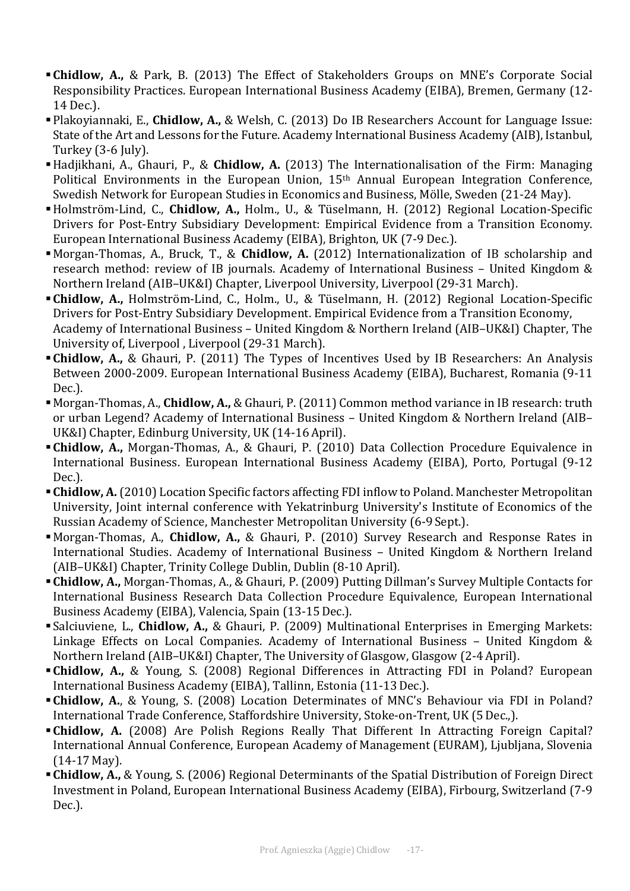- **Chidlow, A.,** & Park, B. (2013) The Effect of Stakeholders Groups on MNE's Corporate Social Responsibility Practices. European International Business Academy (EIBA), Bremen, Germany (12-14 Dec.).
- Plakoyiannaki, E., **Chidlow, A.,** & Welsh, C. (2013) Do IB Researchers Account for Language Issue: State of the Art and Lessons for the Future. Academy International Business Academy (AIB), Istanbul, Turkey (3-6 July).
- Hadjikhani, A., Ghauri, P., & **Chidlow, A.** (2013) The Internationalisation of the Firm: Managing Political Environments in the European Union, 15th Annual European Integration Conference, Swedish Network for European Studies in Economics and Business, Mölle, Sweden (21-24 May).
- Holmström-Lind, C., **Chidlow, A.,** Holm., U., & Tüselmann, H. (2012) Regional Location-Specific Drivers for Post-Entry Subsidiary Development: Empirical Evidence from a Transition Economy. European International Business Academy (EIBA), Brighton, UK (7-9 Dec.).
- Morgan-Thomas, A., Bruck, T., & **Chidlow, A.** (2012) Internationalization of IB scholarship and research method: review of IB journals. Academy of International Business – United Kingdom & Northern Ireland (AIB–UK&I) Chapter, Liverpool University, Liverpool (29-31 March).
- **Chidlow, A.,** Holmström-Lind, C., Holm., U., & Tüselmann, H. (2012) Regional Location-Specific Drivers for Post-Entry Subsidiary Development. Empirical Evidence from a Transition Economy, Academy of International Business – United Kingdom & Northern Ireland (AIB–UK&I) Chapter, The University of, Liverpool , Liverpool (29-31 March).
- **Chidlow, A.,** & Ghauri, P. (2011) The Types of Incentives Used by IB Researchers: An Analysis Between 2000-2009. European International Business Academy (EIBA), Bucharest, Romania (9-11 Dec.).
- Morgan-Thomas, A., **Chidlow, A.,** & Ghauri, P. (2011) Common method variance in IB research: truth or urban Legend? Academy of International Business – United Kingdom & Northern Ireland (AIB–UK&I) Chapter, Edinburg University, UK (14-16 April).
- **Chidlow, A.,** Morgan-Thomas, A., & Ghauri, P. (2010) Data Collection Procedure Equivalence in International Business. European International Business Academy (EIBA), Porto, Portugal (9-12 Dec.).
- **Chidlow, A.** (2010) Location Specific factors affecting FDI inflow to Poland. Manchester Metropolitan University, Joint internal conference with Yekatrinburg University's Institute of Economics of the Russian Academy of Science, Manchester Metropolitan University (6-9 Sept.).
- Morgan-Thomas, A., **Chidlow, A.,** & Ghauri, P. (2010) Survey Research and Response Rates in International Studies. Academy of International Business – United Kingdom & Northern Ireland (AIB–UK&I) Chapter, Trinity College Dublin, Dublin (8-10 April).
- **Chidlow, A.,** Morgan-Thomas, A., & Ghauri, P. (2009) Putting Dillman's Survey Multiple Contacts for International Business Research Data Collection Procedure Equivalence, European International Business Academy (EIBA), Valencia, Spain (13-15 Dec.).
- Salciuviene, L., **Chidlow, A.,** & Ghauri, P. (2009) Multinational Enterprises in Emerging Markets: Linkage Effects on Local Companies. Academy of International Business – United Kingdom & Northern Ireland (AIB–UK&I) Chapter, The University of Glasgow, Glasgow (2-4 April).
- **Chidlow, A.,** & Young, S. (2008) Regional Differences in Attracting FDI in Poland? European International Business Academy (EIBA), Tallinn, Estonia (11-13 Dec.).
- **Chidlow, A.**, & Young, S. (2008) Location Determinates of MNC's Behaviour via FDI in Poland? International Trade Conference, Staffordshire University, Stoke-on-Trent, UK (5 Dec.,).
- **Chidlow, A.** (2008) Are Polish Regions Really That Different In Attracting Foreign Capital? International Annual Conference, European Academy of Management (EURAM), Ljubljana, Slovenia (14-17 May).
- **Chidlow, A.,** & Young, S. (2006) Regional Determinants of the Spatial Distribution of Foreign Direct Investment in Poland, European International Business Academy (EIBA), Firbourg, Switzerland (7-9 Dec.).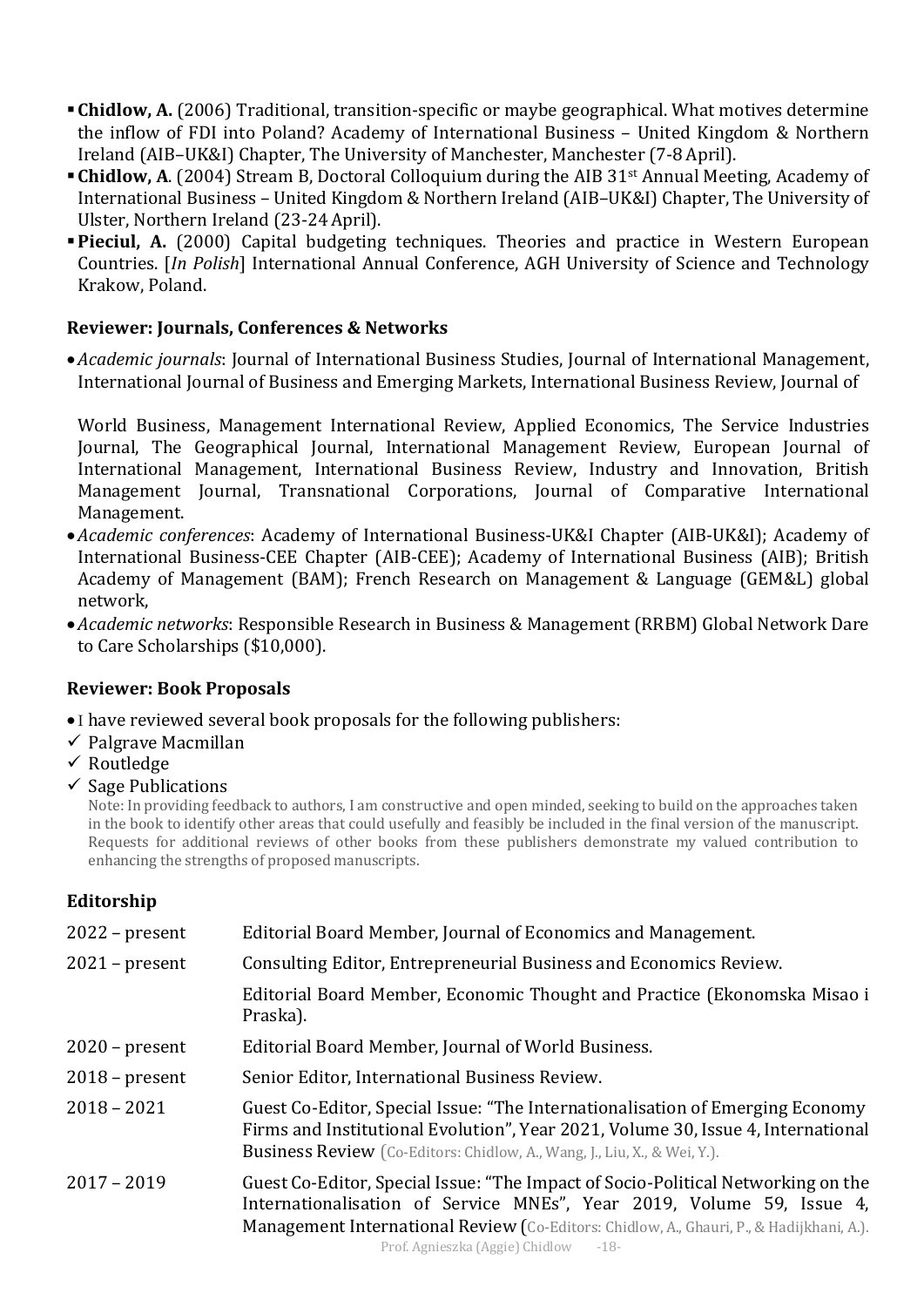- **Chidlow, A.** (2006) Traditional, transition-specific or maybe geographical. What motives determine the inflow of FDI into Poland? Academy of International Business – United Kingdom & Northern Ireland (AIB–UK&I) Chapter, The University of Manchester, Manchester (7-8 April).
- **Chidlow, A**. (2004) Stream B, Doctoral Colloquium during the AIB 31st Annual Meeting, Academy of International Business – United Kingdom & Northern Ireland (AIB–UK&I) Chapter, The University of Ulster, Northern Ireland (23-24 April).
- **Pieciul, A.** (2000) Capital budgeting techniques. Theories and practice in Western European Countries. [*In Polish*] International Annual Conference, AGH University of Science and Technology Krakow, Poland.

### Reviewer: Journals, Conferences & Networks

- *Academic journals*: Journal of International Business Studies, Journal of International Management, International Journal of Business and Emerging Markets, International Business Review, Journal of World Business, Management International Review, Applied Economics, The Service Industries Journal, The Geographical Journal, International Management Review, European Journal of International Management, International Business Review, Industry and Innovation, British Management Journal, Transnational Corporations, Journal of Comparative International Management.
- *Academic conferences*: Academy of International Business-UK&I Chapter (AIB-UK&I); Academy of International Business-CEE Chapter (AIB-CEE); Academy of International Business (AIB); British Academy of Management (BAM); French Research on Management & Language (GEM&L) global network,
- *Academic networks*: Responsible Research in Business & Management (RRBM) Global Network Dare to Care Scholarships ($10,000).

### Reviewer: Book Proposals

- I have reviewed several book proposals for the following publishers:
- ✓ Palgrave Macmillan
- ✓ Routledge
- ✓ Sage Publications

  Note: In providing feedback to authors, I am constructive and open minded, seeking to build on the approaches taken in the book to identify other areas that could usefully and feasibly be included in the final version of the manuscript. Requests for additional reviews of other books from these publishers demonstrate my valued contribution to enhancing the strengths of proposed manuscripts.

### Editorship

| | |
|---|---|
| 2022 – present | Editorial Board Member, Journal of Economics and Management. |
| 2021 – present | Consulting Editor, Entrepreneurial Business and Economics Review. |
| | Editorial Board Member, Economic Thought and Practice (Ekonomska Misao i Praska). |
| 2020 – present | Editorial Board Member, Journal of World Business. |
| 2018 – present | Senior Editor, International Business Review. |
| 2018 – 2021 | Guest Co-Editor, Special Issue: "The Internationalisation of Emerging Economy Firms and Institutional Evolution", Year 2021, Volume 30, Issue 4, International Business Review (Co-Editors: Chidlow, A., Wang, J., Liu, X., & Wei, Y.). |
| 2017 – 2019 | Guest Co-Editor, Special Issue: "The Impact of Socio-Political Networking on the Internationalisation of Service MNEs", Year 2019, Volume 59, Issue 4, Management International Review (Co-Editors: Chidlow, A., Ghauri, P., & Hadijkhani, A.). |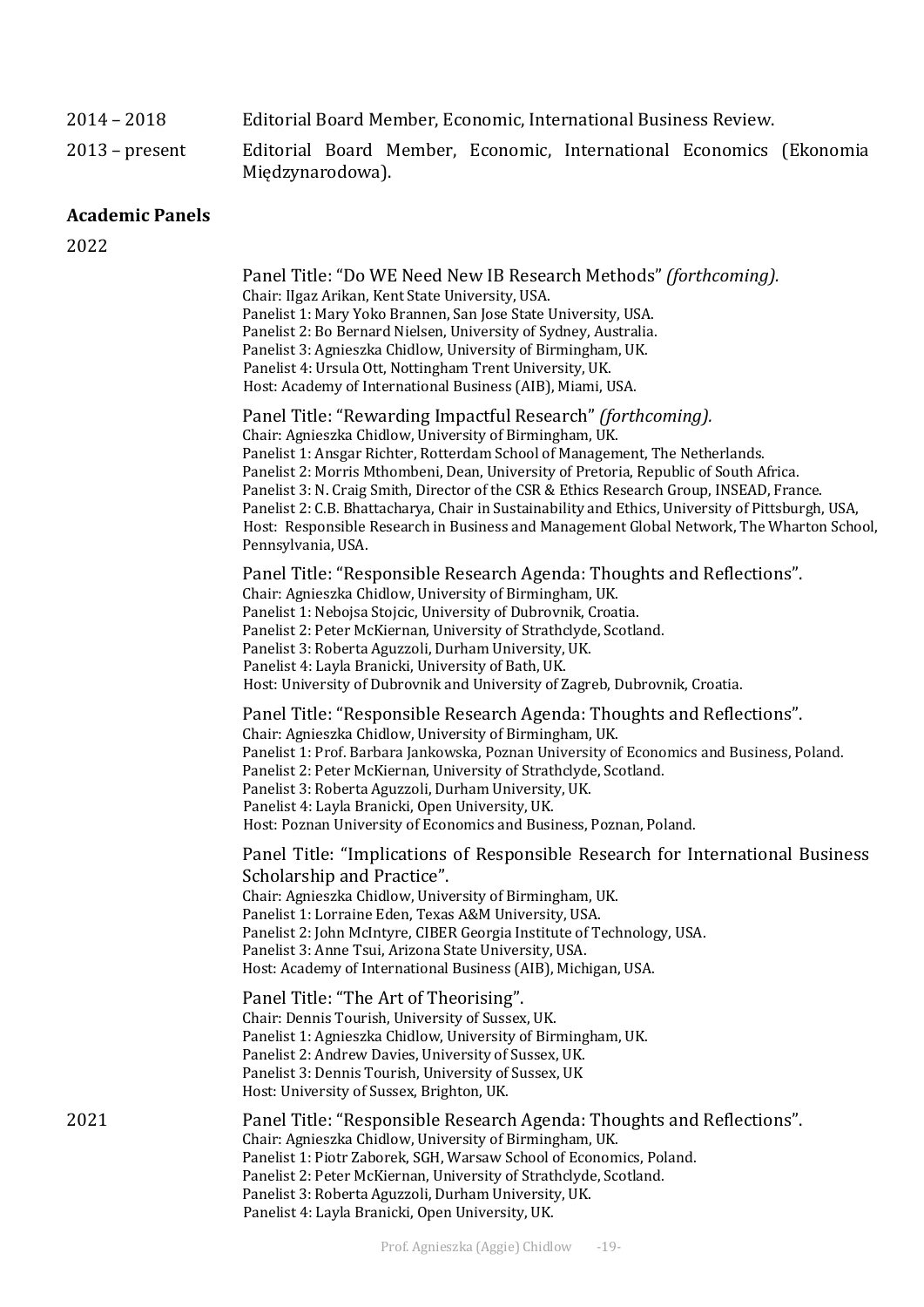2014 – 2018 Editorial Board Member, Economic, International Business Review.

2013 – present Editorial Board Member, Economic, International Economics (Ekonomia Międzynarodowa).

## Academic Panels

### 2022

Panel Title: "Do WE Need New IB Research Methods" *(forthcoming).*
Chair: IIgaz Arikan, Kent State University, USA.
Panelist 1: Mary Yoko Brannen, San Jose State University, USA.
Panelist 2: Bo Bernard Nielsen, University of Sydney, Australia.
Panelist 3: Agnieszka Chidlow, University of Birmingham, UK.
Panelist 4: Ursula Ott, Nottingham Trent University, UK.
Host: Academy of International Business (AIB), Miami, USA.

Panel Title: "Rewarding Impactful Research" *(forthcoming).*
Chair: Agnieszka Chidlow, University of Birmingham, UK.
Panelist 1: Ansgar Richter, Rotterdam School of Management, The Netherlands.
Panelist 2: Morris Mthombeni, Dean, University of Pretoria, Republic of South Africa.
Panelist 3: N. Craig Smith, Director of the CSR & Ethics Research Group, INSEAD, France.
Panelist 2: C.B. Bhattacharya, Chair in Sustainability and Ethics, University of Pittsburgh, USA,
Host: Responsible Research in Business and Management Global Network, The Wharton School, Pennsylvania, USA.

Panel Title: "Responsible Research Agenda: Thoughts and Reflections".
Chair: Agnieszka Chidlow, University of Birmingham, UK.
Panelist 1: Nebojsa Stojcic, University of Dubrovnik, Croatia.
Panelist 2: Peter McKiernan, University of Strathclyde, Scotland.
Panelist 3: Roberta Aguzzoli, Durham University, UK.
Panelist 4: Layla Branicki, University of Bath, UK.
Host: University of Dubrovnik and University of Zagreb, Dubrovnik, Croatia.

Panel Title: "Responsible Research Agenda: Thoughts and Reflections".
Chair: Agnieszka Chidlow, University of Birmingham, UK.
Panelist 1: Prof. Barbara Jankowska, Poznan University of Economics and Business, Poland.
Panelist 2: Peter McKiernan, University of Strathclyde, Scotland.
Panelist 3: Roberta Aguzzoli, Durham University, UK.
Panelist 4: Layla Branicki, Open University, UK.
Host: Poznan University of Economics and Business, Poznan, Poland.

Panel Title: "Implications of Responsible Research for International Business Scholarship and Practice".
Chair: Agnieszka Chidlow, University of Birmingham, UK.
Panelist 1: Lorraine Eden, Texas A&M University, USA.
Panelist 2: John McIntyre, CIBER Georgia Institute of Technology, USA.
Panelist 3: Anne Tsui, Arizona State University, USA.
Host: Academy of International Business (AIB), Michigan, USA.

Panel Title: "The Art of Theorising".
Chair: Dennis Tourish, University of Sussex, UK.
Panelist 1: Agnieszka Chidlow, University of Birmingham, UK.
Panelist 2: Andrew Davies, University of Sussex, UK.
Panelist 3: Dennis Tourish, University of Sussex, UK
Host: University of Sussex, Brighton, UK.

### 2021

Panel Title: "Responsible Research Agenda: Thoughts and Reflections".
Chair: Agnieszka Chidlow, University of Birmingham, UK.
Panelist 1: Piotr Zaborek, SGH, Warsaw School of Economics, Poland.
Panelist 2: Peter McKiernan, University of Strathclyde, Scotland.
Panelist 3: Roberta Aguzzoli, Durham University, UK.
Panelist 4: Layla Branicki, Open University, UK.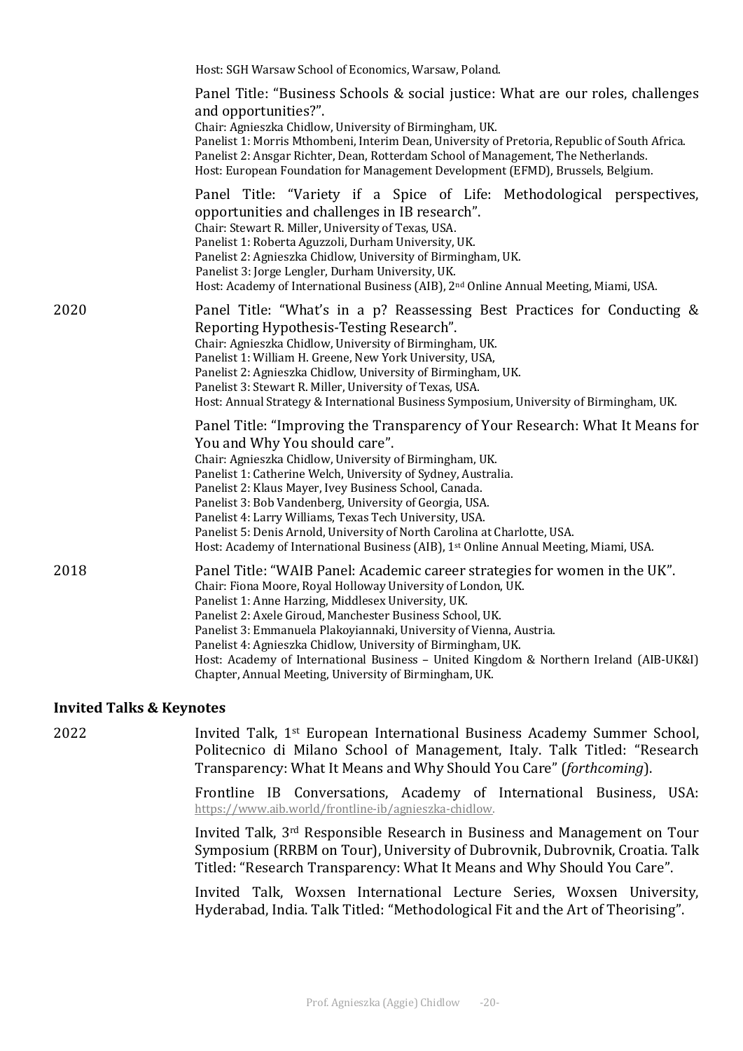Host: SGH Warsaw School of Economics, Warsaw, Poland.

Panel Title: "Business Schools & social justice: What are our roles, challenges and opportunities?".
Chair: Agnieszka Chidlow, University of Birmingham, UK.
Panelist 1: Morris Mthombeni, Interim Dean, University of Pretoria, Republic of South Africa.
Panelist 2: Ansgar Richter, Dean, Rotterdam School of Management, The Netherlands.
Host: European Foundation for Management Development (EFMD), Brussels, Belgium.

Panel Title: "Variety if a Spice of Life: Methodological perspectives, opportunities and challenges in IB research".
Chair: Stewart R. Miller, University of Texas, USA.
Panelist 1: Roberta Aguzzoli, Durham University, UK.
Panelist 2: Agnieszka Chidlow, University of Birmingham, UK.
Panelist 3: Jorge Lengler, Durham University, UK.
Host: Academy of International Business (AIB), 2nd Online Annual Meeting, Miami, USA.

2020

Panel Title: "What's in a p? Reassessing Best Practices for Conducting & Reporting Hypothesis-Testing Research".
Chair: Agnieszka Chidlow, University of Birmingham, UK.
Panelist 1: William H. Greene, New York University, USA,
Panelist 2: Agnieszka Chidlow, University of Birmingham, UK.
Panelist 3: Stewart R. Miller, University of Texas, USA.
Host: Annual Strategy & International Business Symposium, University of Birmingham, UK.

Panel Title: "Improving the Transparency of Your Research: What It Means for You and Why You should care".
Chair: Agnieszka Chidlow, University of Birmingham, UK.
Panelist 1: Catherine Welch, University of Sydney, Australia.
Panelist 2: Klaus Mayer, Ivey Business School, Canada.
Panelist 3: Bob Vandenberg, University of Georgia, USA.
Panelist 4: Larry Williams, Texas Tech University, USA.
Panelist 5: Denis Arnold, University of North Carolina at Charlotte, USA.
Host: Academy of International Business (AIB), 1st Online Annual Meeting, Miami, USA.

2018

Panel Title: "WAIB Panel: Academic career strategies for women in the UK".
Chair: Fiona Moore, Royal Holloway University of London, UK.
Panelist 1: Anne Harzing, Middlesex University, UK.
Panelist 2: Axele Giroud, Manchester Business School, UK.
Panelist 3: Emmanuela Plakoyiannaki, University of Vienna, Austria.
Panelist 4: Agnieszka Chidlow, University of Birmingham, UK.
Host: Academy of International Business – United Kingdom & Northern Ireland (AIB-UK&I) Chapter, Annual Meeting, University of Birmingham, UK.

### Invited Talks & Keynotes

2022

Invited Talk, 1st European International Business Academy Summer School, Politecnico di Milano School of Management, Italy. Talk Titled: "Research Transparency: What It Means and Why Should You Care" (*forthcoming*).

Frontline IB Conversations, Academy of International Business, USA: https://www.aib.world/frontline-ib/agnieszka-chidlow.

Invited Talk, 3rd Responsible Research in Business and Management on Tour Symposium (RRBM on Tour), University of Dubrovnik, Dubrovnik, Croatia. Talk Titled: "Research Transparency: What It Means and Why Should You Care".

Invited Talk, Woxsen International Lecture Series, Woxsen University, Hyderabad, India. Talk Titled: "Methodological Fit and the Art of Theorising".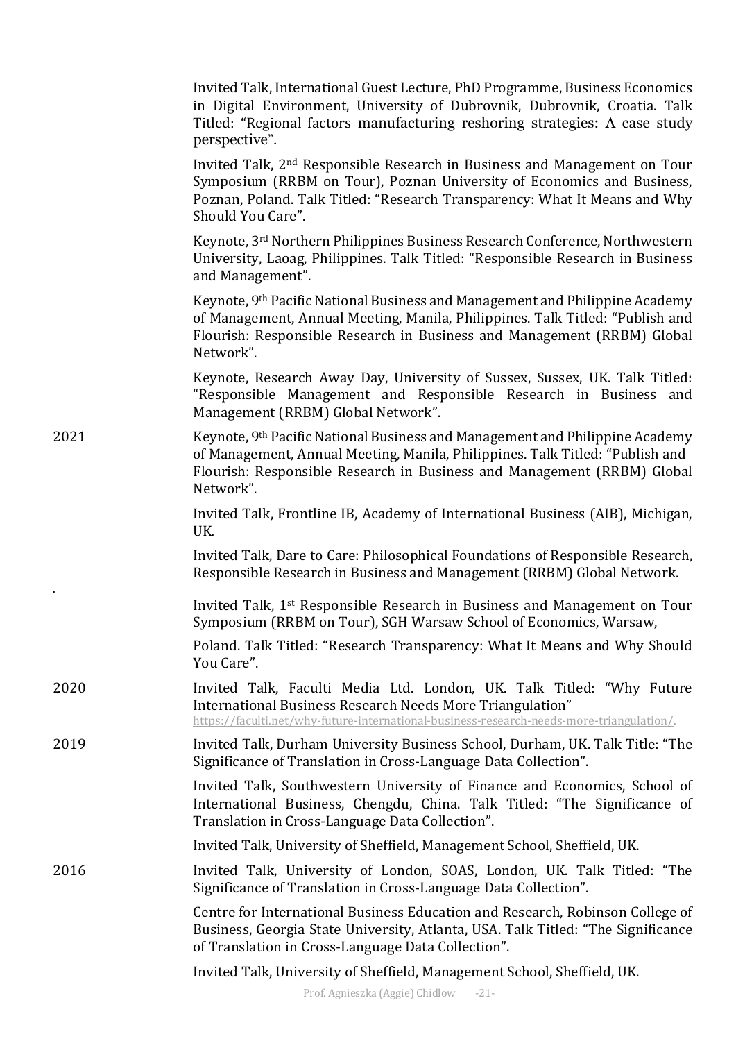Invited Talk, International Guest Lecture, PhD Programme, Business Economics in Digital Environment, University of Dubrovnik, Dubrovnik, Croatia. Talk Titled: "Regional factors manufacturing reshoring strategies: A case study perspective".

Invited Talk, 2nd Responsible Research in Business and Management on Tour Symposium (RRBM on Tour), Poznan University of Economics and Business, Poznan, Poland. Talk Titled: "Research Transparency: What It Means and Why Should You Care".

Keynote, 3rd Northern Philippines Business Research Conference, Northwestern University, Laoag, Philippines. Talk Titled: "Responsible Research in Business and Management".

Keynote, 9th Pacific National Business and Management and Philippine Academy of Management, Annual Meeting, Manila, Philippines. Talk Titled: "Publish and Flourish: Responsible Research in Business and Management (RRBM) Global Network".

Keynote, Research Away Day, University of Sussex, Sussex, UK. Talk Titled: "Responsible Management and Responsible Research in Business and Management (RRBM) Global Network".

2021

Keynote, 9th Pacific National Business and Management and Philippine Academy of Management, Annual Meeting, Manila, Philippines. Talk Titled: "Publish and Flourish: Responsible Research in Business and Management (RRBM) Global Network".

Invited Talk, Frontline IB, Academy of International Business (AIB), Michigan, UK.

Invited Talk, Dare to Care: Philosophical Foundations of Responsible Research, Responsible Research in Business and Management (RRBM) Global Network.

Invited Talk, 1st Responsible Research in Business and Management on Tour Symposium (RRBM on Tour), SGH Warsaw School of Economics, Warsaw, Poland. Talk Titled: "Research Transparency: What It Means and Why Should You Care".

2020

Invited Talk, Faculti Media Ltd. London, UK. Talk Titled: "Why Future International Business Research Needs More Triangulation" https://faculti.net/why-future-international-business-research-needs-more-triangulation/.

2019

Invited Talk, Durham University Business School, Durham, UK. Talk Title: "The Significance of Translation in Cross-Language Data Collection".

Invited Talk, Southwestern University of Finance and Economics, School of International Business, Chengdu, China. Talk Titled: "The Significance of Translation in Cross-Language Data Collection".

Invited Talk, University of Sheffield, Management School, Sheffield, UK.

2016

Invited Talk, University of London, SOAS, London, UK. Talk Titled: "The Significance of Translation in Cross-Language Data Collection".

Centre for International Business Education and Research, Robinson College of Business, Georgia State University, Atlanta, USA. Talk Titled: "The Significance of Translation in Cross-Language Data Collection".

Invited Talk, University of Sheffield, Management School, Sheffield, UK.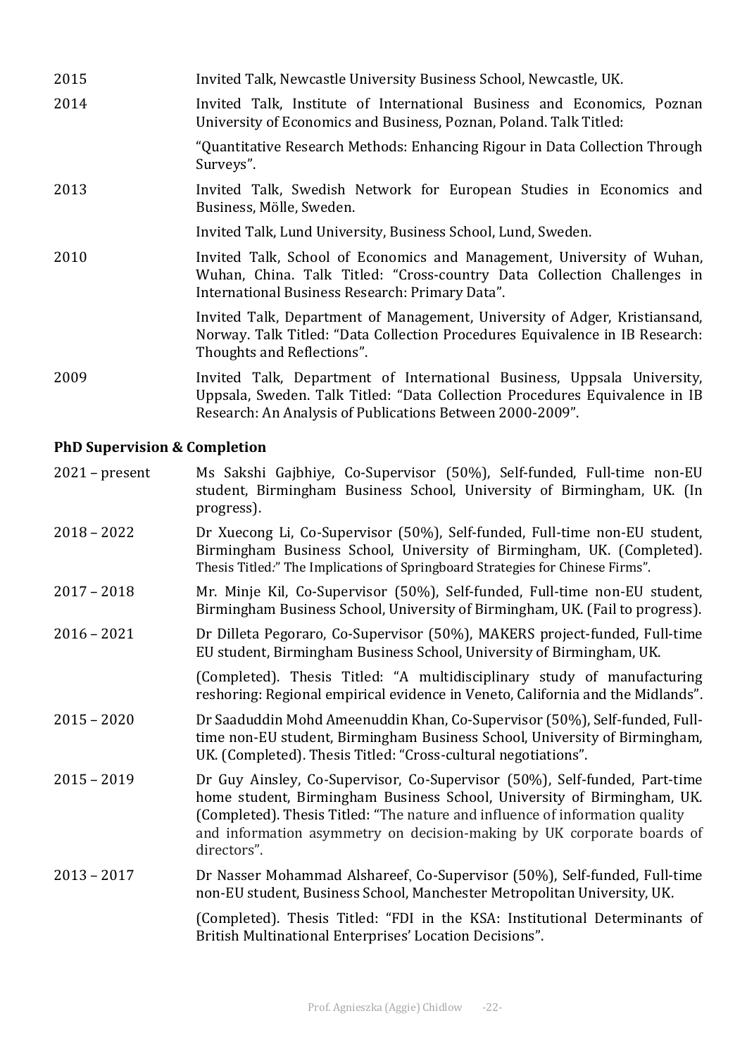| | |
|---|---|
| 2015 | Invited Talk, Newcastle University Business School, Newcastle, UK. |
| 2014 | Invited Talk, Institute of International Business and Economics, Poznan University of Economics and Business, Poznan, Poland. Talk Titled: |
| | "Quantitative Research Methods: Enhancing Rigour in Data Collection Through Surveys". |
| 2013 | Invited Talk, Swedish Network for European Studies in Economics and Business, Mölle, Sweden. |
| | Invited Talk, Lund University, Business School, Lund, Sweden. |
| 2010 | Invited Talk, School of Economics and Management, University of Wuhan, Wuhan, China. Talk Titled: "Cross-country Data Collection Challenges in International Business Research: Primary Data". |
| | Invited Talk, Department of Management, University of Adger, Kristiansand, Norway. Talk Titled: "Data Collection Procedures Equivalence in IB Research: Thoughts and Reflections". |
| 2009 | Invited Talk, Department of International Business, Uppsala University, Uppsala, Sweden. Talk Titled: "Data Collection Procedures Equivalence in IB Research: An Analysis of Publications Between 2000-2009". |

**PhD Supervision & Completion**

| | |
|---|---|
| 2021 – present | Ms Sakshi Gajbhiye, Co-Supervisor (50%), Self-funded, Full-time non-EU student, Birmingham Business School, University of Birmingham, UK. (In progress). |
| 2018 – 2022 | Dr Xuecong Li, Co-Supervisor (50%), Self-funded, Full-time non-EU student, Birmingham Business School, University of Birmingham, UK. (Completed). Thesis Titled:" The Implications of Springboard Strategies for Chinese Firms". |
| 2017 – 2018 | Mr. Minje Kil, Co-Supervisor (50%), Self-funded, Full-time non-EU student, Birmingham Business School, University of Birmingham, UK. (Fail to progress). |
| 2016 – 2021 | Dr Dilleta Pegoraro, Co-Supervisor (50%), MAKERS project-funded, Full-time EU student, Birmingham Business School, University of Birmingham, UK. |
| | (Completed). Thesis Titled: "A multidisciplinary study of manufacturing reshoring: Regional empirical evidence in Veneto, California and the Midlands". |
| 2015 – 2020 | Dr Saaduddin Mohd Ameenuddin Khan, Co-Supervisor (50%), Self-funded, Full-time non-EU student, Birmingham Business School, University of Birmingham, UK. (Completed). Thesis Titled: "Cross-cultural negotiations". |
| 2015 – 2019 | Dr Guy Ainsley, Co-Supervisor, Co-Supervisor (50%), Self-funded, Part-time home student, Birmingham Business School, University of Birmingham, UK. (Completed). Thesis Titled: "The nature and influence of information quality and information asymmetry on decision-making by UK corporate boards of directors". |
| 2013 – 2017 | Dr Nasser Mohammad Alshareef, Co-Supervisor (50%), Self-funded, Full-time non-EU student, Business School, Manchester Metropolitan University, UK. |
| | (Completed). Thesis Titled: "FDI in the KSA: Institutional Determinants of British Multinational Enterprises' Location Decisions". |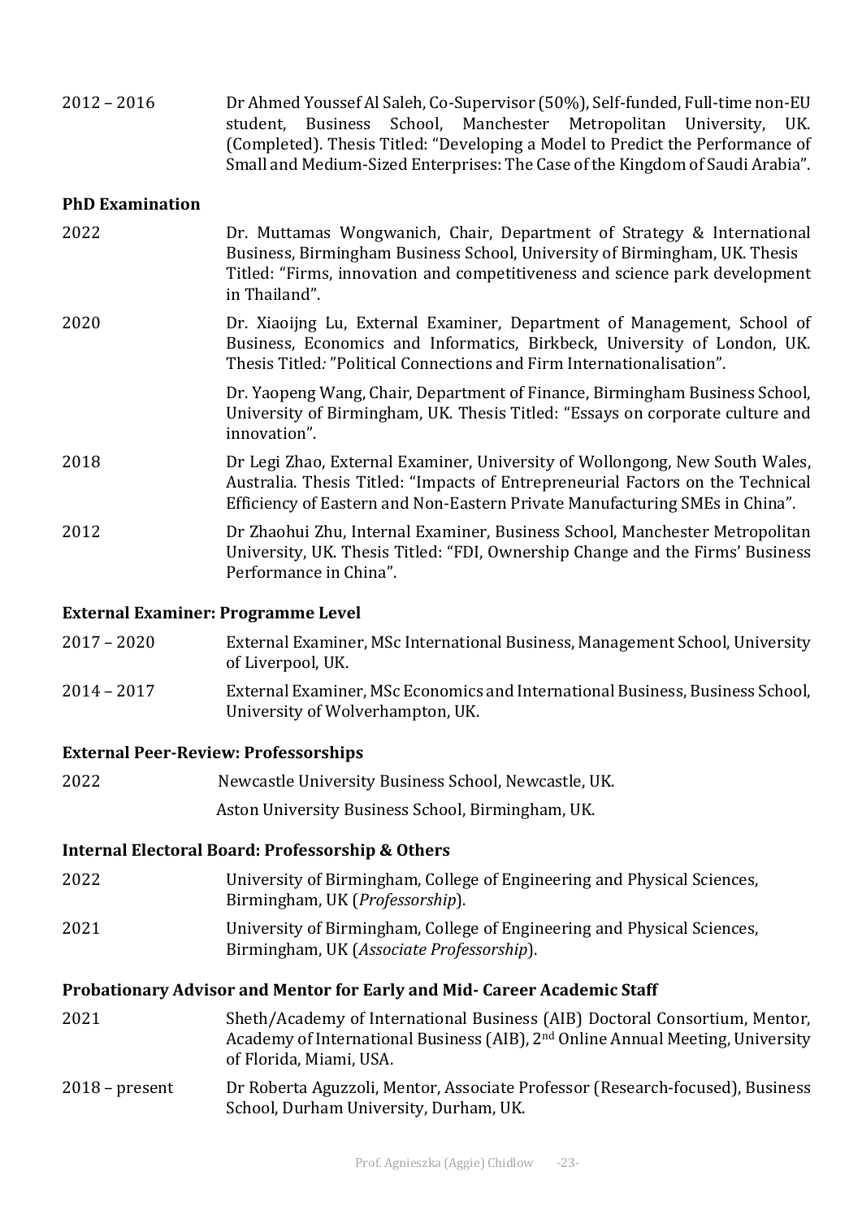2012 – 2016 Dr Ahmed Youssef Al Saleh, Co-Supervisor (50%), Self-funded, Full-time non-EU student, Business School, Manchester Metropolitan University, UK. (Completed). Thesis Titled: "Developing a Model to Predict the Performance of Small and Medium-Sized Enterprises: The Case of the Kingdom of Saudi Arabia".

### PhD Examination

2022 Dr. Muttamas Wongwanich, Chair, Department of Strategy & International Business, Birmingham Business School, University of Birmingham, UK. Thesis Titled: "Firms, innovation and competitiveness and science park development in Thailand".

2020 Dr. Xiaoijng Lu, External Examiner, Department of Management, School of Business, Economics and Informatics, Birkbeck, University of London, UK. Thesis Titled*:* "Political Connections and Firm Internationalisation".

Dr. Yaopeng Wang, Chair, Department of Finance, Birmingham Business School, University of Birmingham, UK. Thesis Titled: "Essays on corporate culture and innovation".

2018 Dr Legi Zhao, External Examiner, University of Wollongong, New South Wales, Australia. Thesis Titled: "Impacts of Entrepreneurial Factors on the Technical Efficiency of Eastern and Non-Eastern Private Manufacturing SMEs in China".

2012 Dr Zhaohui Zhu, Internal Examiner, Business School, Manchester Metropolitan University, UK. Thesis Titled: "FDI, Ownership Change and the Firms' Business Performance in China".

### External Examiner: Programme Level

2017 – 2020 External Examiner, MSc International Business, Management School, University of Liverpool, UK.

2014 – 2017 External Examiner, MSc Economics and International Business, Business School, University of Wolverhampton, UK.

### External Peer-Review: Professorships

2022 Newcastle University Business School, Newcastle, UK.

Aston University Business School, Birmingham, UK.

### Internal Electoral Board: Professorship & Others

2022 University of Birmingham, College of Engineering and Physical Sciences, Birmingham, UK (*Professorship*).

2021 University of Birmingham, College of Engineering and Physical Sciences, Birmingham, UK (*Associate Professorship*).

### Probationary Advisor and Mentor for Early and Mid- Career Academic Staff

2021 Sheth/Academy of International Business (AIB) Doctoral Consortium, Mentor, Academy of International Business (AIB), 2nd Online Annual Meeting, University of Florida, Miami, USA.

2018 – present Dr Roberta Aguzzoli, Mentor, Associate Professor (Research-focused), Business School, Durham University, Durham, UK.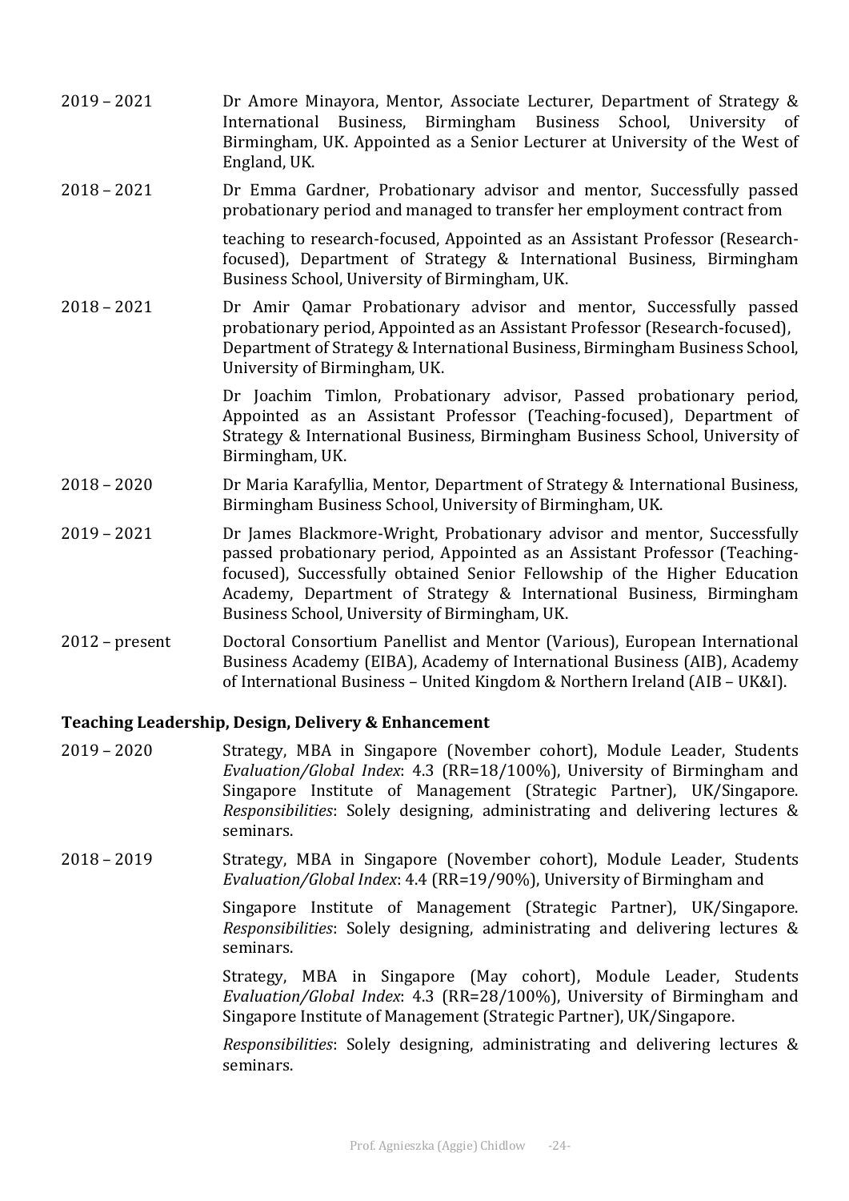2019 – 2021 Dr Amore Minayora, Mentor, Associate Lecturer, Department of Strategy & International Business, Birmingham Business School, University of Birmingham, UK. Appointed as a Senior Lecturer at University of the West of England, UK.

2018 – 2021 Dr Emma Gardner, Probationary advisor and mentor, Successfully passed probationary period and managed to transfer her employment contract from teaching to research-focused, Appointed as an Assistant Professor (Research-focused), Department of Strategy & International Business, Birmingham Business School, University of Birmingham, UK.

2018 – 2021 Dr Amir Qamar Probationary advisor and mentor, Successfully passed probationary period, Appointed as an Assistant Professor (Research-focused), Department of Strategy & International Business, Birmingham Business School, University of Birmingham, UK.

Dr Joachim Timlon, Probationary advisor, Passed probationary period, Appointed as an Assistant Professor (Teaching-focused), Department of Strategy & International Business, Birmingham Business School, University of Birmingham, UK.

2018 – 2020 Dr Maria Karafyllia, Mentor, Department of Strategy & International Business, Birmingham Business School, University of Birmingham, UK.

2019 – 2021 Dr James Blackmore-Wright, Probationary advisor and mentor, Successfully passed probationary period, Appointed as an Assistant Professor (Teaching-focused), Successfully obtained Senior Fellowship of the Higher Education Academy, Department of Strategy & International Business, Birmingham Business School, University of Birmingham, UK.

2012 – present Doctoral Consortium Panellist and Mentor (Various), European International Business Academy (EIBA), Academy of International Business (AIB), Academy of International Business – United Kingdom & Northern Ireland (AIB – UK&I).

**Teaching Leadership, Design, Delivery & Enhancement**

2019 – 2020 Strategy, MBA in Singapore (November cohort), Module Leader, Students *Evaluation/Global Index*: 4.3 (RR=18/100%), University of Birmingham and Singapore Institute of Management (Strategic Partner), UK/Singapore. *Responsibilities*: Solely designing, administrating and delivering lectures & seminars.

2018 – 2019 Strategy, MBA in Singapore (November cohort), Module Leader, Students *Evaluation/Global Index*: 4.4 (RR=19/90%), University of Birmingham and Singapore Institute of Management (Strategic Partner), UK/Singapore. *Responsibilities*: Solely designing, administrating and delivering lectures & seminars.

Strategy, MBA in Singapore (May cohort), Module Leader, Students *Evaluation/Global Index*: 4.3 (RR=28/100%), University of Birmingham and Singapore Institute of Management (Strategic Partner), UK/Singapore.

*Responsibilities*: Solely designing, administrating and delivering lectures & seminars.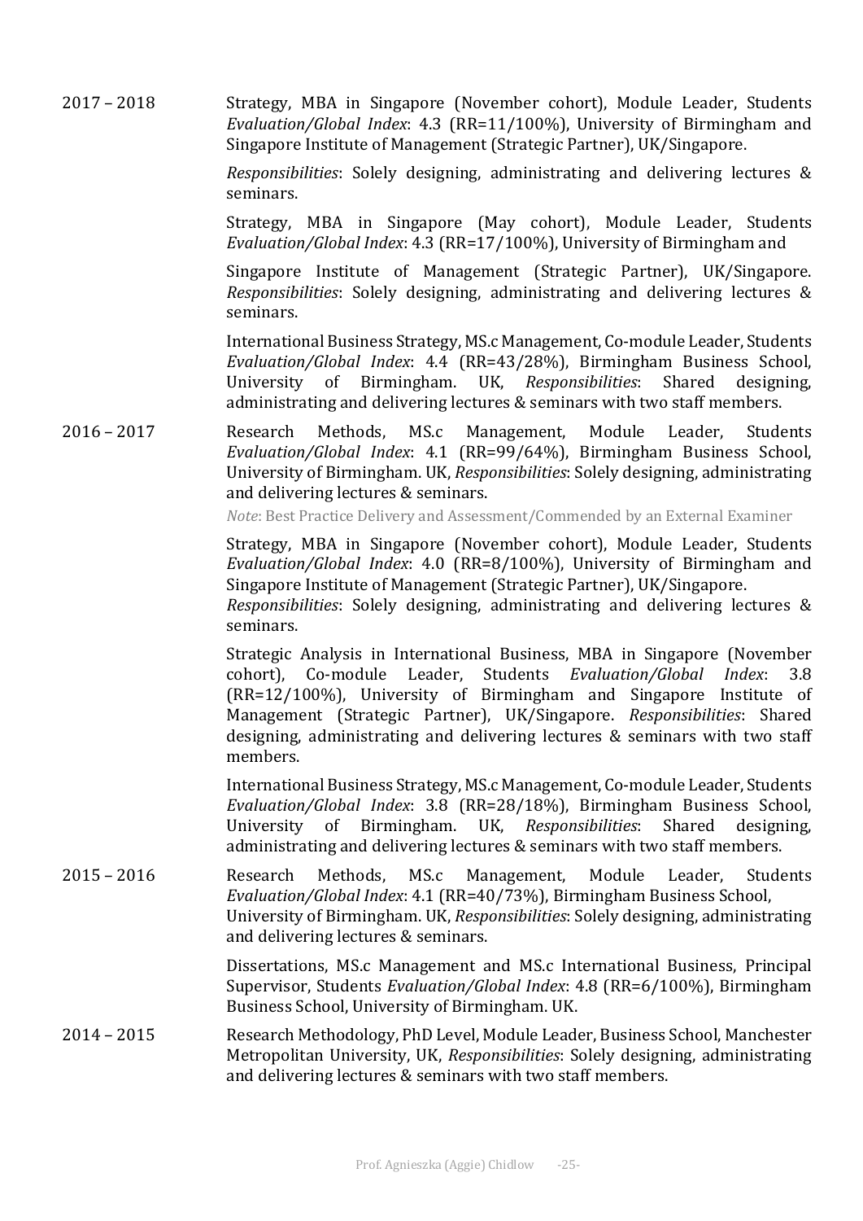2017 – 2018

Strategy, MBA in Singapore (November cohort), Module Leader, Students *Evaluation/Global Index*: 4.3 (RR=11/100%), University of Birmingham and Singapore Institute of Management (Strategic Partner), UK/Singapore.

*Responsibilities*: Solely designing, administrating and delivering lectures & seminars.

Strategy, MBA in Singapore (May cohort), Module Leader, Students *Evaluation/Global Index*: 4.3 (RR=17/100%), University of Birmingham and

Singapore Institute of Management (Strategic Partner), UK/Singapore. *Responsibilities*: Solely designing, administrating and delivering lectures & seminars.

International Business Strategy, MS.c Management, Co-module Leader, Students *Evaluation/Global Index*: 4.4 (RR=43/28%), Birmingham Business School, University of Birmingham. UK, *Responsibilities*: Shared designing, administrating and delivering lectures & seminars with two staff members.

2016 – 2017

Research Methods, MS.c Management, Module Leader, Students *Evaluation/Global Index*: 4.1 (RR=99/64%), Birmingham Business School, University of Birmingham. UK, *Responsibilities*: Solely designing, administrating and delivering lectures & seminars.

*Note*: Best Practice Delivery and Assessment/Commended by an External Examiner

Strategy, MBA in Singapore (November cohort), Module Leader, Students *Evaluation/Global Index*: 4.0 (RR=8/100%), University of Birmingham and Singapore Institute of Management (Strategic Partner), UK/Singapore. *Responsibilities*: Solely designing, administrating and delivering lectures & seminars.

Strategic Analysis in International Business, MBA in Singapore (November cohort), Co-module Leader, Students *Evaluation/Global Index*: 3.8 (RR=12/100%), University of Birmingham and Singapore Institute of Management (Strategic Partner), UK/Singapore. *Responsibilities*: Shared designing, administrating and delivering lectures & seminars with two staff members.

International Business Strategy, MS.c Management, Co-module Leader, Students *Evaluation/Global Index*: 3.8 (RR=28/18%), Birmingham Business School, University of Birmingham. UK, *Responsibilities*: Shared designing, administrating and delivering lectures & seminars with two staff members.

2015 – 2016

Research Methods, MS.c Management, Module Leader, Students *Evaluation/Global Index*: 4.1 (RR=40/73%), Birmingham Business School, University of Birmingham. UK, *Responsibilities*: Solely designing, administrating and delivering lectures & seminars.

Dissertations, MS.c Management and MS.c International Business, Principal Supervisor, Students *Evaluation/Global Index*: 4.8 (RR=6/100%), Birmingham Business School, University of Birmingham. UK.

2014 – 2015

Research Methodology, PhD Level, Module Leader, Business School, Manchester Metropolitan University, UK, *Responsibilities*: Solely designing, administrating and delivering lectures & seminars with two staff members.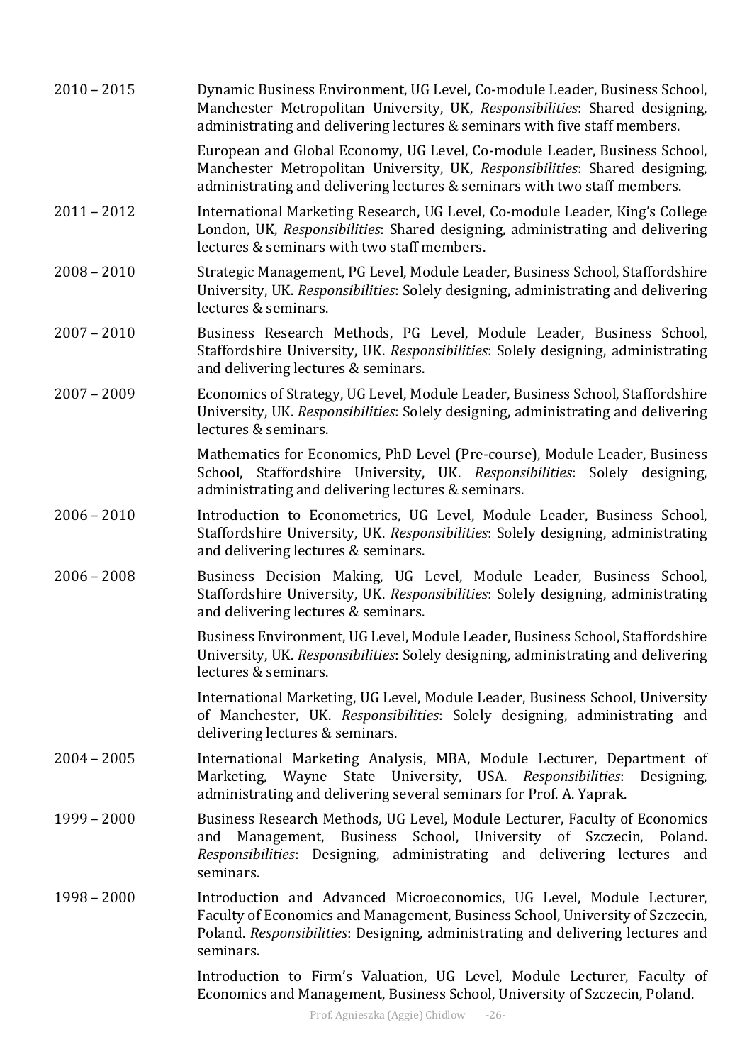| | |
|---|---|
| 2010 – 2015 | Dynamic Business Environment, UG Level, Co-module Leader, Business School, Manchester Metropolitan University, UK, *Responsibilities*: Shared designing, administrating and delivering lectures & seminars with five staff members. |
| | European and Global Economy, UG Level, Co-module Leader, Business School, Manchester Metropolitan University, UK, *Responsibilities*: Shared designing, administrating and delivering lectures & seminars with two staff members. |
| 2011 – 2012 | International Marketing Research, UG Level, Co-module Leader, King's College London, UK, *Responsibilities*: Shared designing, administrating and delivering lectures & seminars with two staff members. |
| 2008 – 2010 | Strategic Management, PG Level, Module Leader, Business School, Staffordshire University, UK. *Responsibilities*: Solely designing, administrating and delivering lectures & seminars. |
| 2007 – 2010 | Business Research Methods, PG Level, Module Leader, Business School, Staffordshire University, UK. *Responsibilities*: Solely designing, administrating and delivering lectures & seminars. |
| 2007 – 2009 | Economics of Strategy, UG Level, Module Leader, Business School, Staffordshire University, UK. *Responsibilities*: Solely designing, administrating and delivering lectures & seminars. |
| | Mathematics for Economics, PhD Level (Pre-course), Module Leader, Business School, Staffordshire University, UK. *Responsibilities*: Solely designing, administrating and delivering lectures & seminars. |
| 2006 – 2010 | Introduction to Econometrics, UG Level, Module Leader, Business School, Staffordshire University, UK. *Responsibilities*: Solely designing, administrating and delivering lectures & seminars. |
| 2006 – 2008 | Business Decision Making, UG Level, Module Leader, Business School, Staffordshire University, UK. *Responsibilities*: Solely designing, administrating and delivering lectures & seminars. |
| | Business Environment, UG Level, Module Leader, Business School, Staffordshire University, UK. *Responsibilities*: Solely designing, administrating and delivering lectures & seminars. |
| | International Marketing, UG Level, Module Leader, Business School, University of Manchester, UK. *Responsibilities*: Solely designing, administrating and delivering lectures & seminars. |
| 2004 – 2005 | International Marketing Analysis, MBA, Module Lecturer, Department of Marketing, Wayne State University, USA. *Responsibilities*: Designing, administrating and delivering several seminars for Prof. A. Yaprak. |
| 1999 – 2000 | Business Research Methods, UG Level, Module Lecturer, Faculty of Economics and Management, Business School, University of Szczecin, Poland. *Responsibilities*: Designing, administrating and delivering lectures and seminars. |
| 1998 – 2000 | Introduction and Advanced Microeconomics, UG Level, Module Lecturer, Faculty of Economics and Management, Business School, University of Szczecin, Poland. *Responsibilities*: Designing, administrating and delivering lectures and seminars. |
| | Introduction to Firm's Valuation, UG Level, Module Lecturer, Faculty of Economics and Management, Business School, University of Szczecin, Poland. |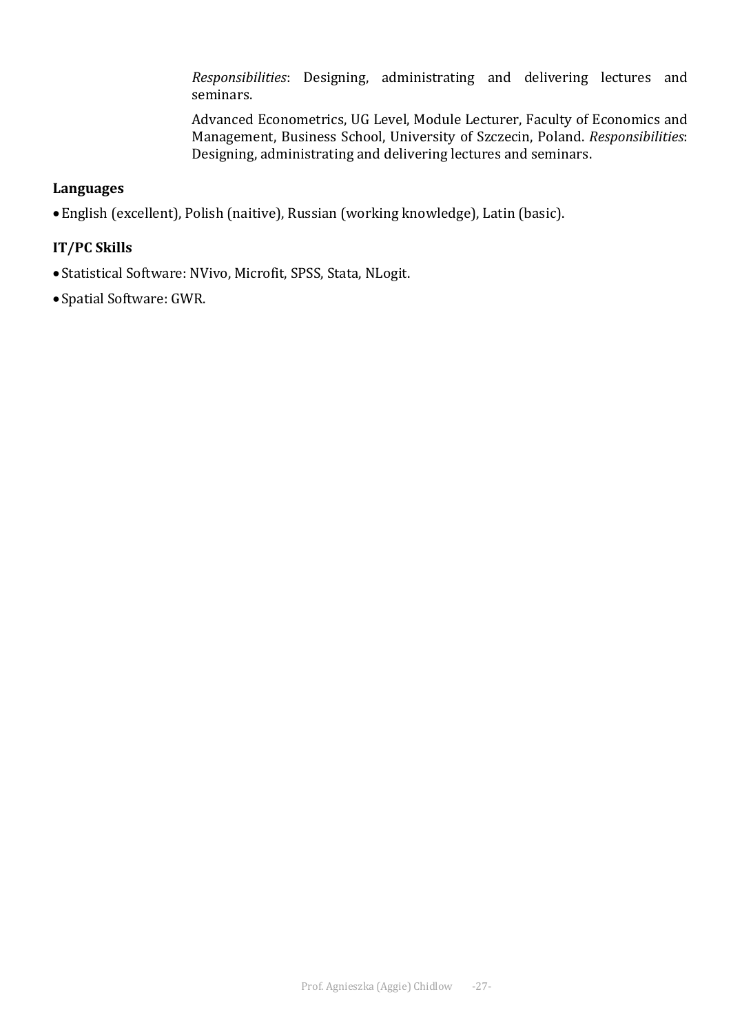*Responsibilities*: Designing, administrating and delivering lectures and seminars.

Advanced Econometrics, UG Level, Module Lecturer, Faculty of Economics and Management, Business School, University of Szczecin, Poland. *Responsibilities*: Designing, administrating and delivering lectures and seminars.

### Languages

- English (excellent), Polish (naitive), Russian (working knowledge), Latin (basic).

### IT/PC Skills

- Statistical Software: NVivo, Microfit, SPSS, Stata, NLogit.
- Spatial Software: GWR.